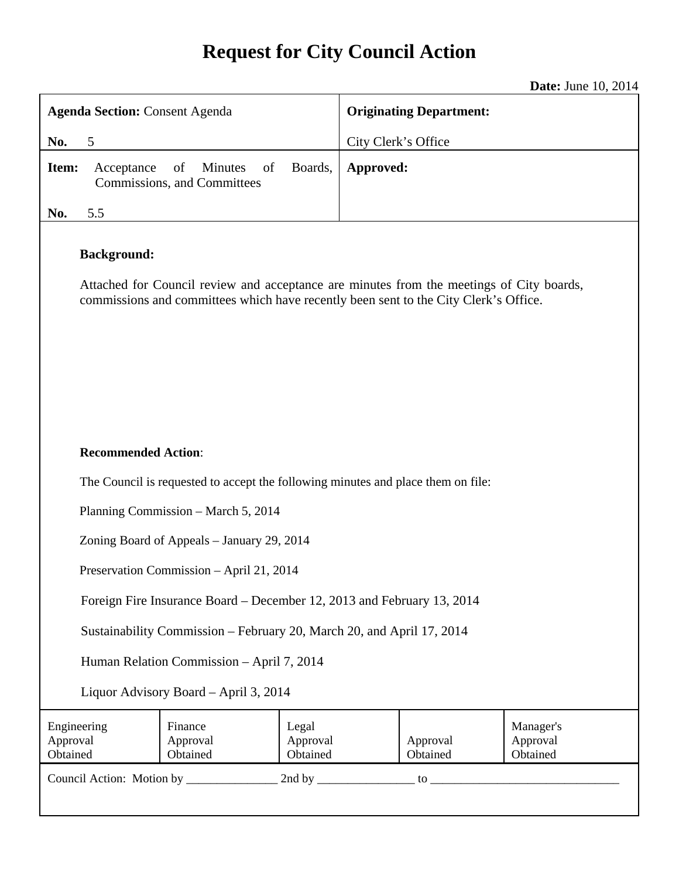# Request for City Council Action

**Date:** June 10, 2014

| **Agenda Section:** Consent Agenda<br>**No.** 5 | **Originating Department:**<br>City Clerk's Office |
|---|---|
| **Item:** Acceptance of Minutes of Boards, Commissions, and Committees<br>**No.** 5.5 | **Approved:** |

**Background:**

Attached for Council review and acceptance are minutes from the meetings of City boards, commissions and committees which have recently been sent to the City Clerk's Office.

**Recommended Action**:

The Council is requested to accept the following minutes and place them on file:

Planning Commission – March 5, 2014

Zoning Board of Appeals – January 29, 2014

Preservation Commission – April 21, 2014

Foreign Fire Insurance Board – December 12, 2013 and February 13, 2014

Sustainability Commission – February 20, March 20, and April 17, 2014

Human Relation Commission – April 7, 2014

Liquor Advisory Board – April 3, 2014

| Engineering Approval Obtained | Finance Approval Obtained | Legal Approval Obtained | Approval Obtained | Manager's Approval Obtained |
|---|---|---|---|---|

Council Action: Motion by _______________ 2nd by ________________ to _______________________________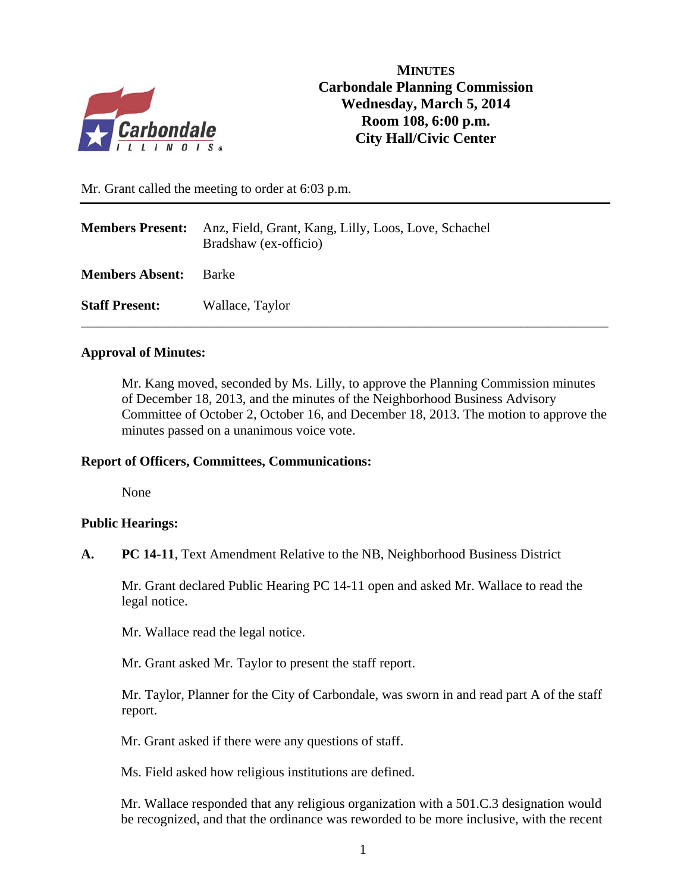# MINUTES
## Carbondale Planning Commission
## Wednesday, March 5, 2014
## Room 108, 6:00 p.m.
## City Hall/Civic Center

Mr. Grant called the meeting to order at 6:03 p.m.

| | |
|---|---|
| **Members Present:** | Anz, Field, Grant, Kang, Lilly, Loos, Love, Schachel Bradshaw (ex-officio) |
| **Members Absent:** | Barke |
| **Staff Present:** | Wallace, Taylor |

**Approval of Minutes:**

Mr. Kang moved, seconded by Ms. Lilly, to approve the Planning Commission minutes of December 18, 2013, and the minutes of the Neighborhood Business Advisory Committee of October 2, October 16, and December 18, 2013. The motion to approve the minutes passed on a unanimous voice vote.

**Report of Officers, Committees, Communications:**

None

**Public Hearings:**

**A.** **PC 14-11**, Text Amendment Relative to the NB, Neighborhood Business District

Mr. Grant declared Public Hearing PC 14-11 open and asked Mr. Wallace to read the legal notice.

Mr. Wallace read the legal notice.

Mr. Grant asked Mr. Taylor to present the staff report.

Mr. Taylor, Planner for the City of Carbondale, was sworn in and read part A of the staff report.

Mr. Grant asked if there were any questions of staff.

Ms. Field asked how religious institutions are defined.

Mr. Wallace responded that any religious organization with a 501.C.3 designation would be recognized, and that the ordinance was reworded to be more inclusive, with the recent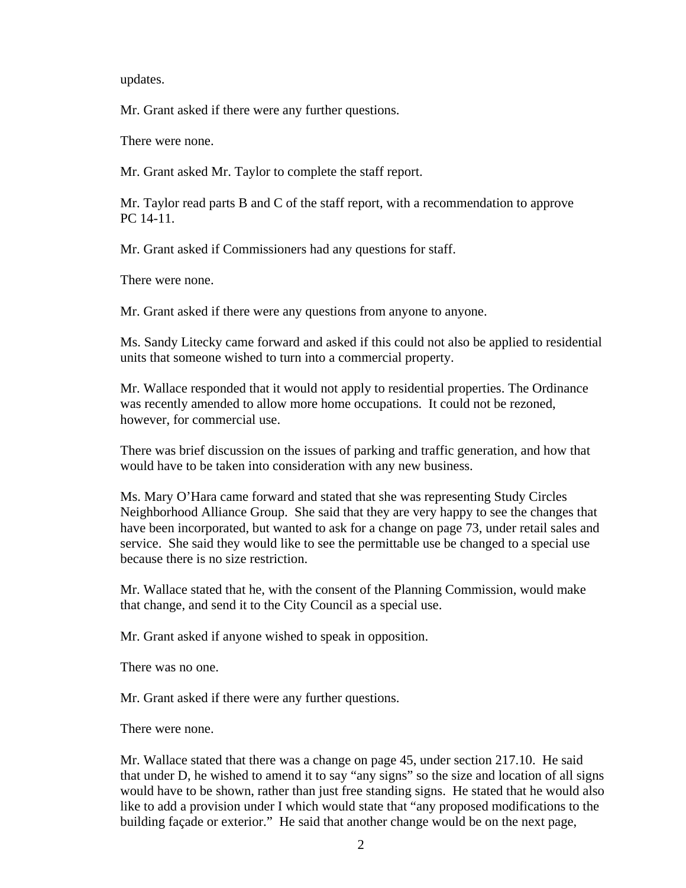updates.

Mr. Grant asked if there were any further questions.

There were none.

Mr. Grant asked Mr. Taylor to complete the staff report.

Mr. Taylor read parts B and C of the staff report, with a recommendation to approve PC 14-11.

Mr. Grant asked if Commissioners had any questions for staff.

There were none.

Mr. Grant asked if there were any questions from anyone to anyone.

Ms. Sandy Litecky came forward and asked if this could not also be applied to residential units that someone wished to turn into a commercial property.

Mr. Wallace responded that it would not apply to residential properties. The Ordinance was recently amended to allow more home occupations. It could not be rezoned, however, for commercial use.

There was brief discussion on the issues of parking and traffic generation, and how that would have to be taken into consideration with any new business.

Ms. Mary O'Hara came forward and stated that she was representing Study Circles Neighborhood Alliance Group. She said that they are very happy to see the changes that have been incorporated, but wanted to ask for a change on page 73, under retail sales and service. She said they would like to see the permittable use be changed to a special use because there is no size restriction.

Mr. Wallace stated that he, with the consent of the Planning Commission, would make that change, and send it to the City Council as a special use.

Mr. Grant asked if anyone wished to speak in opposition.

There was no one.

Mr. Grant asked if there were any further questions.

There were none.

Mr. Wallace stated that there was a change on page 45, under section 217.10. He said that under D, he wished to amend it to say "any signs" so the size and location of all signs would have to be shown, rather than just free standing signs. He stated that he would also like to add a provision under I which would state that "any proposed modifications to the building façade or exterior." He said that another change would be on the next page,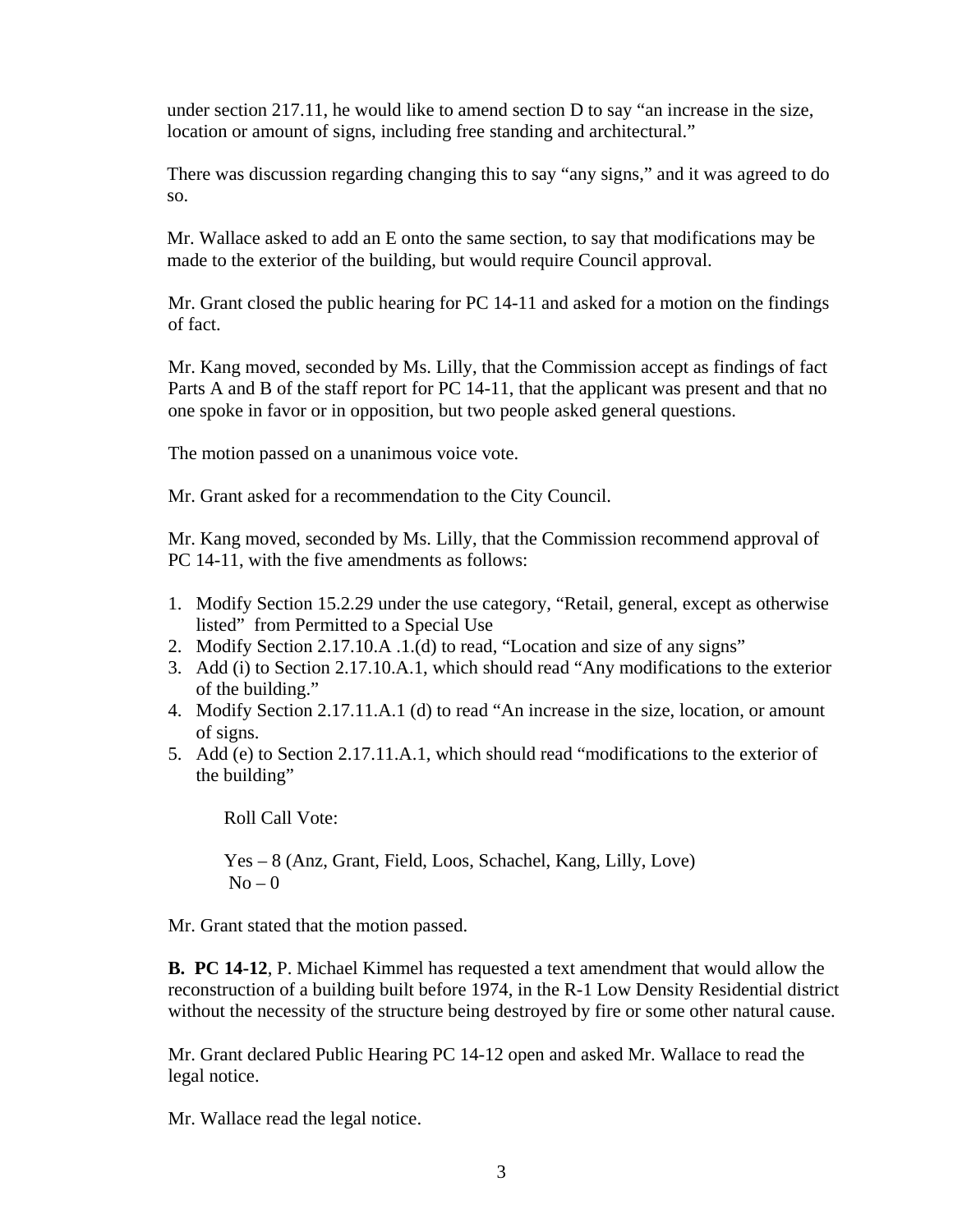under section 217.11, he would like to amend section D to say "an increase in the size, location or amount of signs, including free standing and architectural."

There was discussion regarding changing this to say "any signs," and it was agreed to do so.

Mr. Wallace asked to add an E onto the same section, to say that modifications may be made to the exterior of the building, but would require Council approval.

Mr. Grant closed the public hearing for PC 14-11 and asked for a motion on the findings of fact.

Mr. Kang moved, seconded by Ms. Lilly, that the Commission accept as findings of fact Parts A and B of the staff report for PC 14-11, that the applicant was present and that no one spoke in favor or in opposition, but two people asked general questions.

The motion passed on a unanimous voice vote.

Mr. Grant asked for a recommendation to the City Council.

Mr. Kang moved, seconded by Ms. Lilly, that the Commission recommend approval of PC 14-11, with the five amendments as follows:

1. Modify Section 15.2.29 under the use category, "Retail, general, except as otherwise listed" from Permitted to a Special Use
2. Modify Section 2.17.10.A .1.(d) to read, "Location and size of any signs"
3. Add (i) to Section 2.17.10.A.1, which should read "Any modifications to the exterior of the building."
4. Modify Section 2.17.11.A.1 (d) to read "An increase in the size, location, or amount of signs.
5. Add (e) to Section 2.17.11.A.1, which should read "modifications to the exterior of the building"

Roll Call Vote:

Yes – 8 (Anz, Grant, Field, Loos, Schachel, Kang, Lilly, Love)
No – 0

Mr. Grant stated that the motion passed.

**B. PC 14-12**, P. Michael Kimmel has requested a text amendment that would allow the reconstruction of a building built before 1974, in the R-1 Low Density Residential district without the necessity of the structure being destroyed by fire or some other natural cause.

Mr. Grant declared Public Hearing PC 14-12 open and asked Mr. Wallace to read the legal notice.

Mr. Wallace read the legal notice.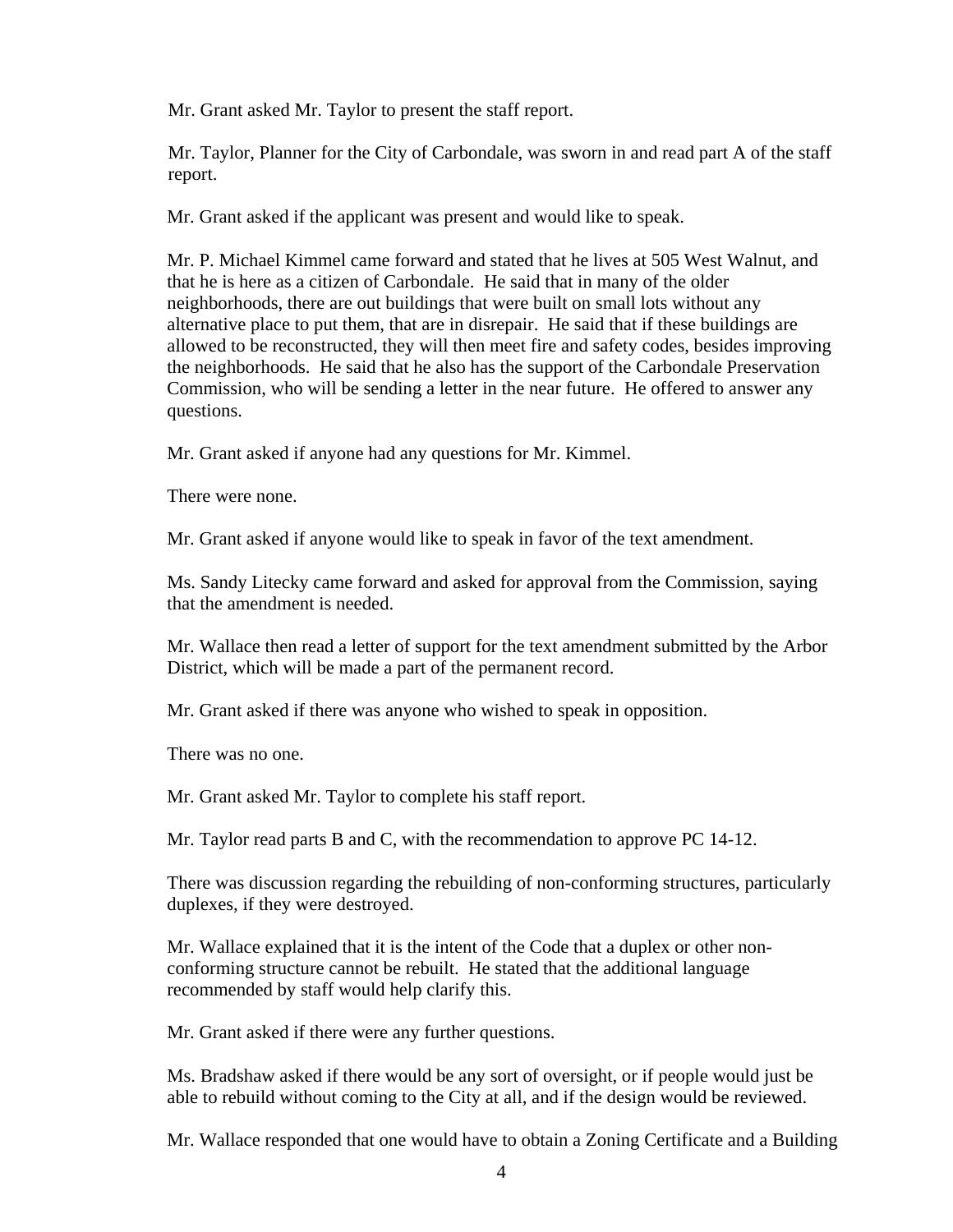Mr. Grant asked Mr. Taylor to present the staff report.

Mr. Taylor, Planner for the City of Carbondale, was sworn in and read part A of the staff report.

Mr. Grant asked if the applicant was present and would like to speak.

Mr. P. Michael Kimmel came forward and stated that he lives at 505 West Walnut, and that he is here as a citizen of Carbondale. He said that in many of the older neighborhoods, there are out buildings that were built on small lots without any alternative place to put them, that are in disrepair. He said that if these buildings are allowed to be reconstructed, they will then meet fire and safety codes, besides improving the neighborhoods. He said that he also has the support of the Carbondale Preservation Commission, who will be sending a letter in the near future. He offered to answer any questions.

Mr. Grant asked if anyone had any questions for Mr. Kimmel.

There were none.

Mr. Grant asked if anyone would like to speak in favor of the text amendment.

Ms. Sandy Litecky came forward and asked for approval from the Commission, saying that the amendment is needed.

Mr. Wallace then read a letter of support for the text amendment submitted by the Arbor District, which will be made a part of the permanent record.

Mr. Grant asked if there was anyone who wished to speak in opposition.

There was no one.

Mr. Grant asked Mr. Taylor to complete his staff report.

Mr. Taylor read parts B and C, with the recommendation to approve PC 14-12.

There was discussion regarding the rebuilding of non-conforming structures, particularly duplexes, if they were destroyed.

Mr. Wallace explained that it is the intent of the Code that a duplex or other non-conforming structure cannot be rebuilt. He stated that the additional language recommended by staff would help clarify this.

Mr. Grant asked if there were any further questions.

Ms. Bradshaw asked if there would be any sort of oversight, or if people would just be able to rebuild without coming to the City at all, and if the design would be reviewed.

Mr. Wallace responded that one would have to obtain a Zoning Certificate and a Building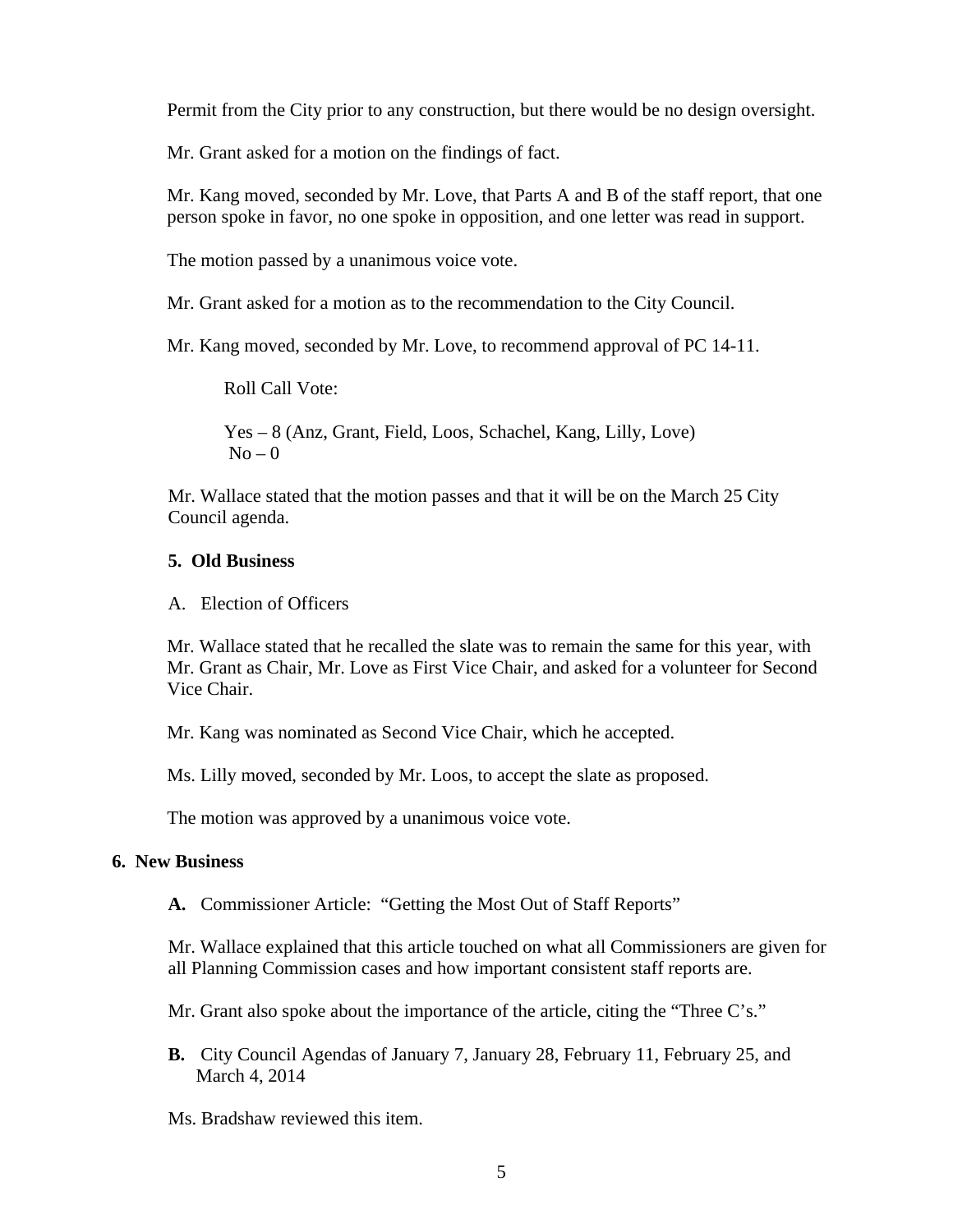Permit from the City prior to any construction, but there would be no design oversight.

Mr. Grant asked for a motion on the findings of fact.

Mr. Kang moved, seconded by Mr. Love, that Parts A and B of the staff report, that one person spoke in favor, no one spoke in opposition, and one letter was read in support.

The motion passed by a unanimous voice vote.

Mr. Grant asked for a motion as to the recommendation to the City Council.

Mr. Kang moved, seconded by Mr. Love, to recommend approval of PC 14-11.

Roll Call Vote:

Yes – 8 (Anz, Grant, Field, Loos, Schachel, Kang, Lilly, Love)
No – 0

Mr. Wallace stated that the motion passes and that it will be on the March 25 City Council agenda.

**5. Old Business**

A. Election of Officers

Mr. Wallace stated that he recalled the slate was to remain the same for this year, with Mr. Grant as Chair, Mr. Love as First Vice Chair, and asked for a volunteer for Second Vice Chair.

Mr. Kang was nominated as Second Vice Chair, which he accepted.

Ms. Lilly moved, seconded by Mr. Loos, to accept the slate as proposed.

The motion was approved by a unanimous voice vote.

**6. New Business**

**A.** Commissioner Article: "Getting the Most Out of Staff Reports"

Mr. Wallace explained that this article touched on what all Commissioners are given for all Planning Commission cases and how important consistent staff reports are.

Mr. Grant also spoke about the importance of the article, citing the "Three C's."

**B.** City Council Agendas of January 7, January 28, February 11, February 25, and March 4, 2014

Ms. Bradshaw reviewed this item.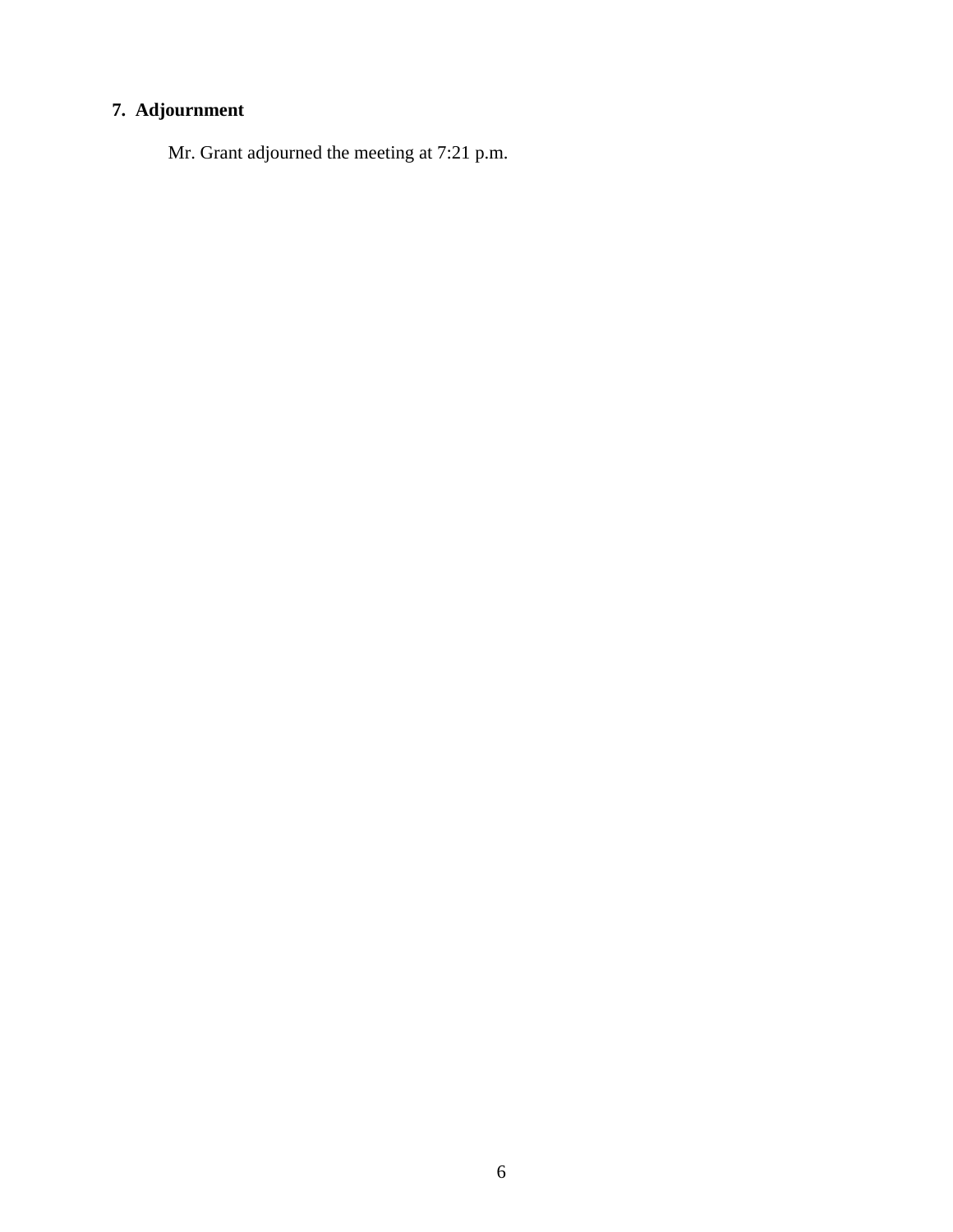**7. Adjournment**

Mr. Grant adjourned the meeting at 7:21 p.m.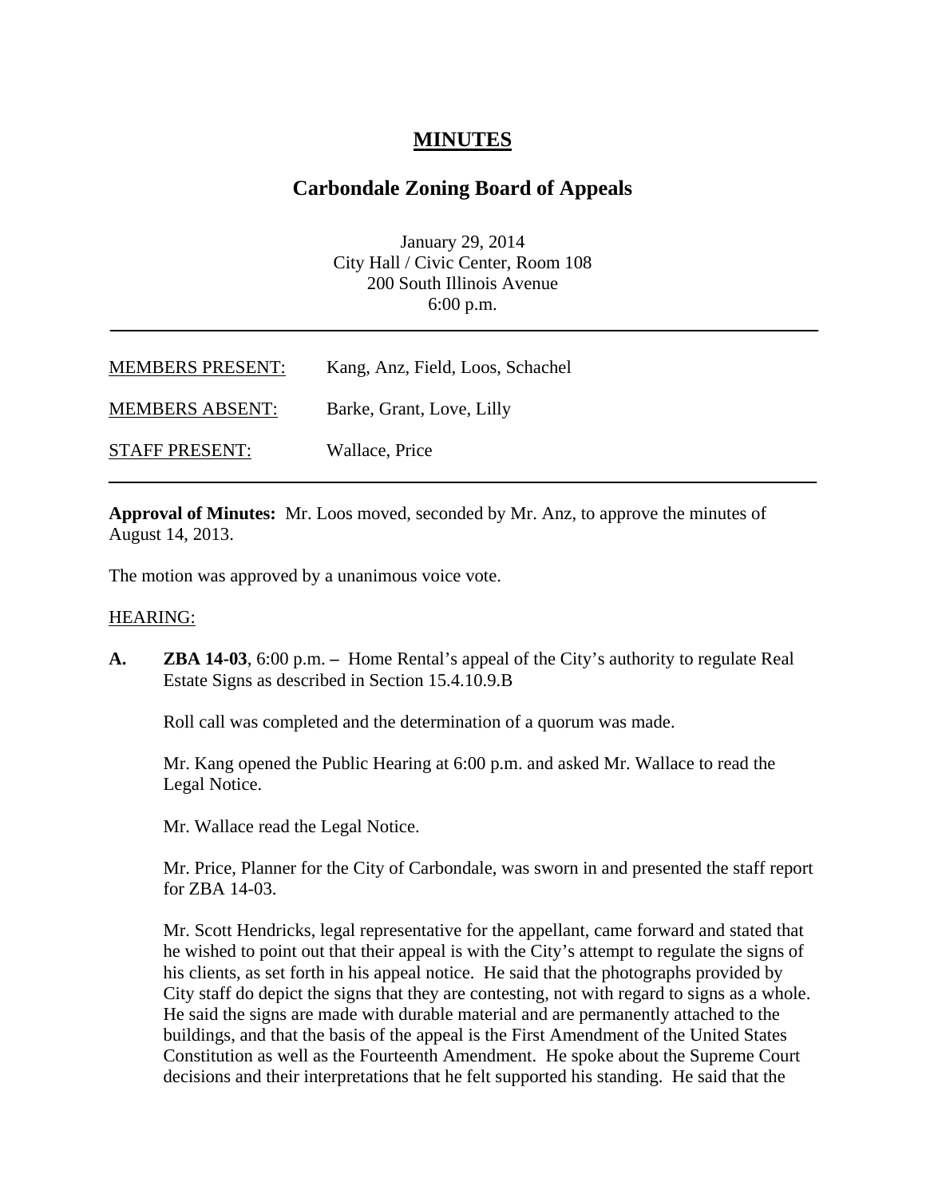# MINUTES

## Carbondale Zoning Board of Appeals

January 29, 2014
City Hall / Civic Center, Room 108
200 South Illinois Avenue
6:00 p.m.

---

MEMBERS PRESENT: Kang, Anz, Field, Loos, Schachel

MEMBERS ABSENT: Barke, Grant, Love, Lilly

STAFF PRESENT: Wallace, Price

---

**Approval of Minutes:** Mr. Loos moved, seconded by Mr. Anz, to approve the minutes of August 14, 2013.

The motion was approved by a unanimous voice vote.

HEARING:

**A. ZBA 14-03**, 6:00 p.m. **–** Home Rental's appeal of the City's authority to regulate Real Estate Signs as described in Section 15.4.10.9.B

Roll call was completed and the determination of a quorum was made.

Mr. Kang opened the Public Hearing at 6:00 p.m. and asked Mr. Wallace to read the Legal Notice.

Mr. Wallace read the Legal Notice.

Mr. Price, Planner for the City of Carbondale, was sworn in and presented the staff report for ZBA 14-03.

Mr. Scott Hendricks, legal representative for the appellant, came forward and stated that he wished to point out that their appeal is with the City's attempt to regulate the signs of his clients, as set forth in his appeal notice. He said that the photographs provided by City staff do depict the signs that they are contesting, not with regard to signs as a whole. He said the signs are made with durable material and are permanently attached to the buildings, and that the basis of the appeal is the First Amendment of the United States Constitution as well as the Fourteenth Amendment. He spoke about the Supreme Court decisions and their interpretations that he felt supported his standing. He said that the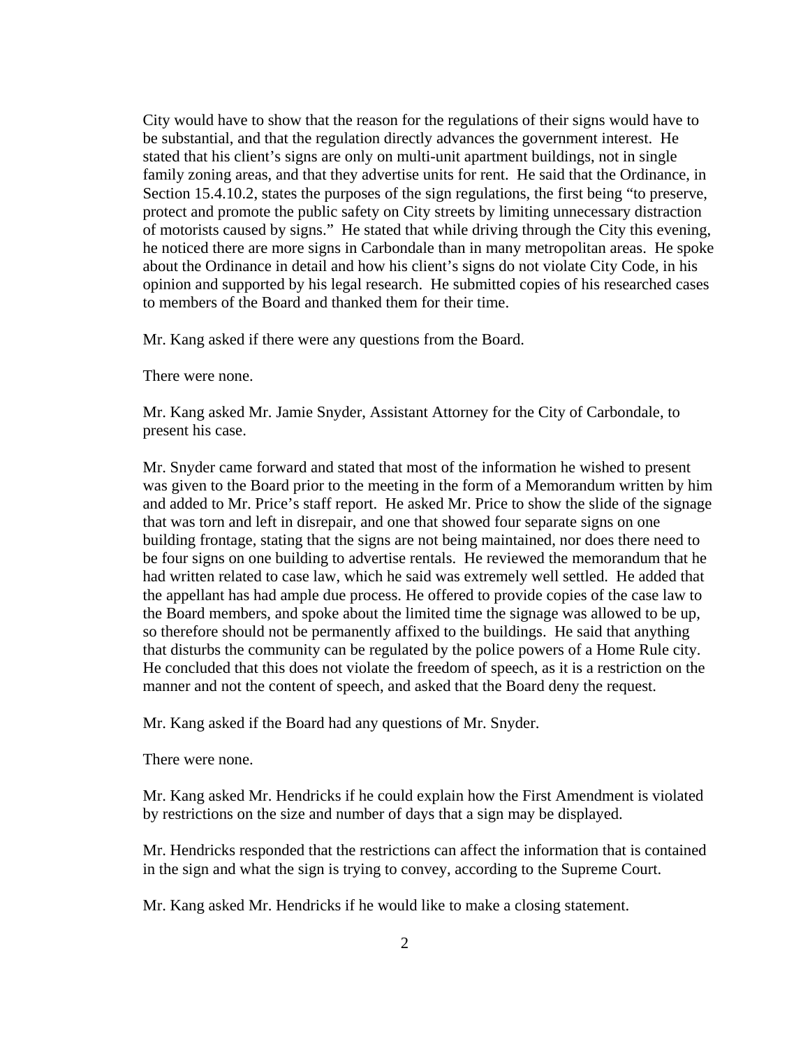City would have to show that the reason for the regulations of their signs would have to be substantial, and that the regulation directly advances the government interest. He stated that his client's signs are only on multi-unit apartment buildings, not in single family zoning areas, and that they advertise units for rent. He said that the Ordinance, in Section 15.4.10.2, states the purposes of the sign regulations, the first being "to preserve, protect and promote the public safety on City streets by limiting unnecessary distraction of motorists caused by signs." He stated that while driving through the City this evening, he noticed there are more signs in Carbondale than in many metropolitan areas. He spoke about the Ordinance in detail and how his client's signs do not violate City Code, in his opinion and supported by his legal research. He submitted copies of his researched cases to members of the Board and thanked them for their time.

Mr. Kang asked if there were any questions from the Board.

There were none.

Mr. Kang asked Mr. Jamie Snyder, Assistant Attorney for the City of Carbondale, to present his case.

Mr. Snyder came forward and stated that most of the information he wished to present was given to the Board prior to the meeting in the form of a Memorandum written by him and added to Mr. Price's staff report. He asked Mr. Price to show the slide of the signage that was torn and left in disrepair, and one that showed four separate signs on one building frontage, stating that the signs are not being maintained, nor does there need to be four signs on one building to advertise rentals. He reviewed the memorandum that he had written related to case law, which he said was extremely well settled. He added that the appellant has had ample due process. He offered to provide copies of the case law to the Board members, and spoke about the limited time the signage was allowed to be up, so therefore should not be permanently affixed to the buildings. He said that anything that disturbs the community can be regulated by the police powers of a Home Rule city. He concluded that this does not violate the freedom of speech, as it is a restriction on the manner and not the content of speech, and asked that the Board deny the request.

Mr. Kang asked if the Board had any questions of Mr. Snyder.

There were none.

Mr. Kang asked Mr. Hendricks if he could explain how the First Amendment is violated by restrictions on the size and number of days that a sign may be displayed.

Mr. Hendricks responded that the restrictions can affect the information that is contained in the sign and what the sign is trying to convey, according to the Supreme Court.

Mr. Kang asked Mr. Hendricks if he would like to make a closing statement.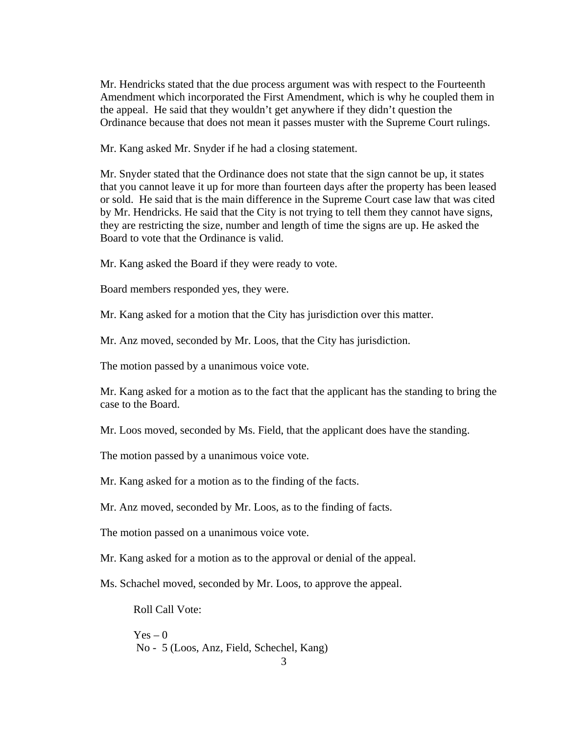Mr. Hendricks stated that the due process argument was with respect to the Fourteenth Amendment which incorporated the First Amendment, which is why he coupled them in the appeal. He said that they wouldn't get anywhere if they didn't question the Ordinance because that does not mean it passes muster with the Supreme Court rulings.

Mr. Kang asked Mr. Snyder if he had a closing statement.

Mr. Snyder stated that the Ordinance does not state that the sign cannot be up, it states that you cannot leave it up for more than fourteen days after the property has been leased or sold. He said that is the main difference in the Supreme Court case law that was cited by Mr. Hendricks. He said that the City is not trying to tell them they cannot have signs, they are restricting the size, number and length of time the signs are up. He asked the Board to vote that the Ordinance is valid.

Mr. Kang asked the Board if they were ready to vote.

Board members responded yes, they were.

Mr. Kang asked for a motion that the City has jurisdiction over this matter.

Mr. Anz moved, seconded by Mr. Loos, that the City has jurisdiction.

The motion passed by a unanimous voice vote.

Mr. Kang asked for a motion as to the fact that the applicant has the standing to bring the case to the Board.

Mr. Loos moved, seconded by Ms. Field, that the applicant does have the standing.

The motion passed by a unanimous voice vote.

Mr. Kang asked for a motion as to the finding of the facts.

Mr. Anz moved, seconded by Mr. Loos, as to the finding of facts.

The motion passed on a unanimous voice vote.

Mr. Kang asked for a motion as to the approval or denial of the appeal.

Ms. Schachel moved, seconded by Mr. Loos, to approve the appeal.

Roll Call Vote:

Yes – 0
No - 5 (Loos, Anz, Field, Schechel, Kang)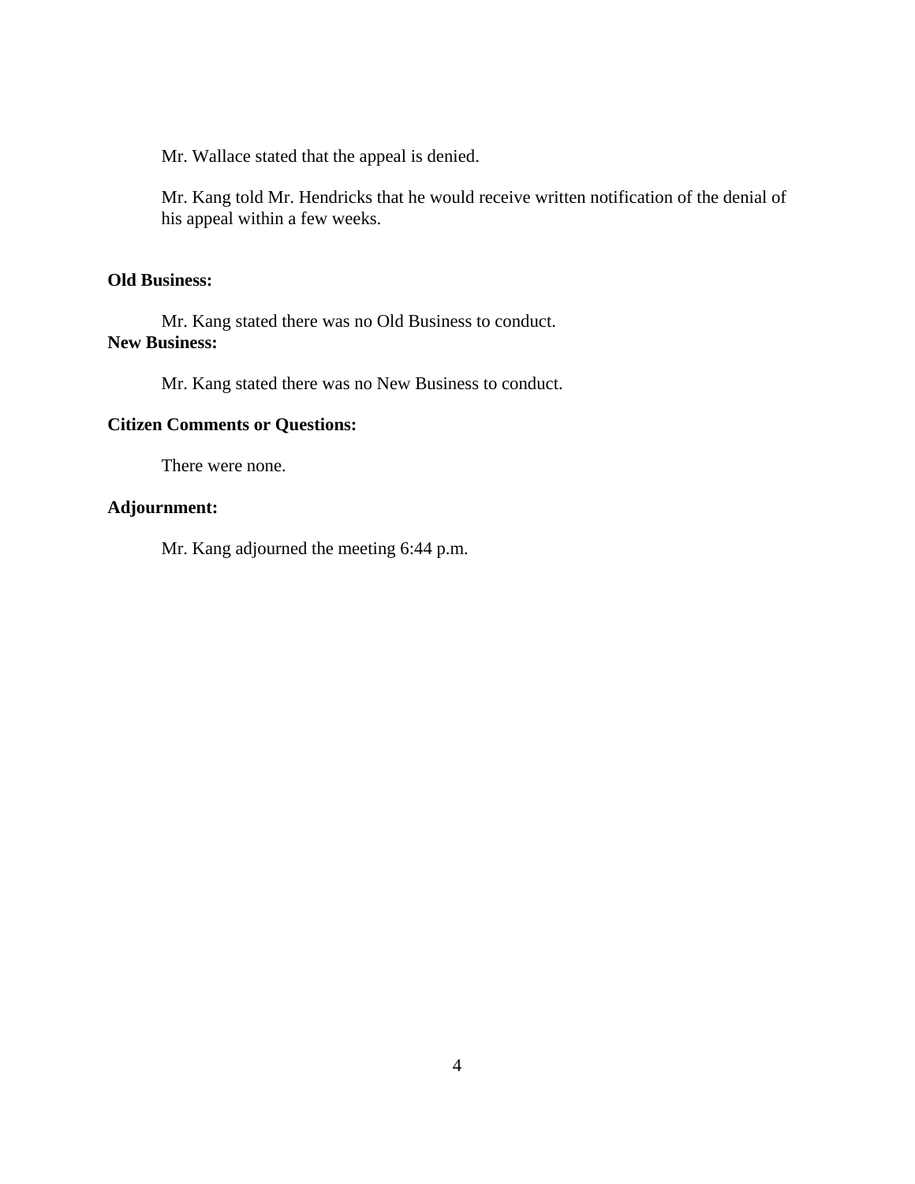Mr. Wallace stated that the appeal is denied.

Mr. Kang told Mr. Hendricks that he would receive written notification of the denial of his appeal within a few weeks.

**Old Business:**

Mr. Kang stated there was no Old Business to conduct.

**New Business:**

Mr. Kang stated there was no New Business to conduct.

**Citizen Comments or Questions:**

There were none.

**Adjournment:**

Mr. Kang adjourned the meeting 6:44 p.m.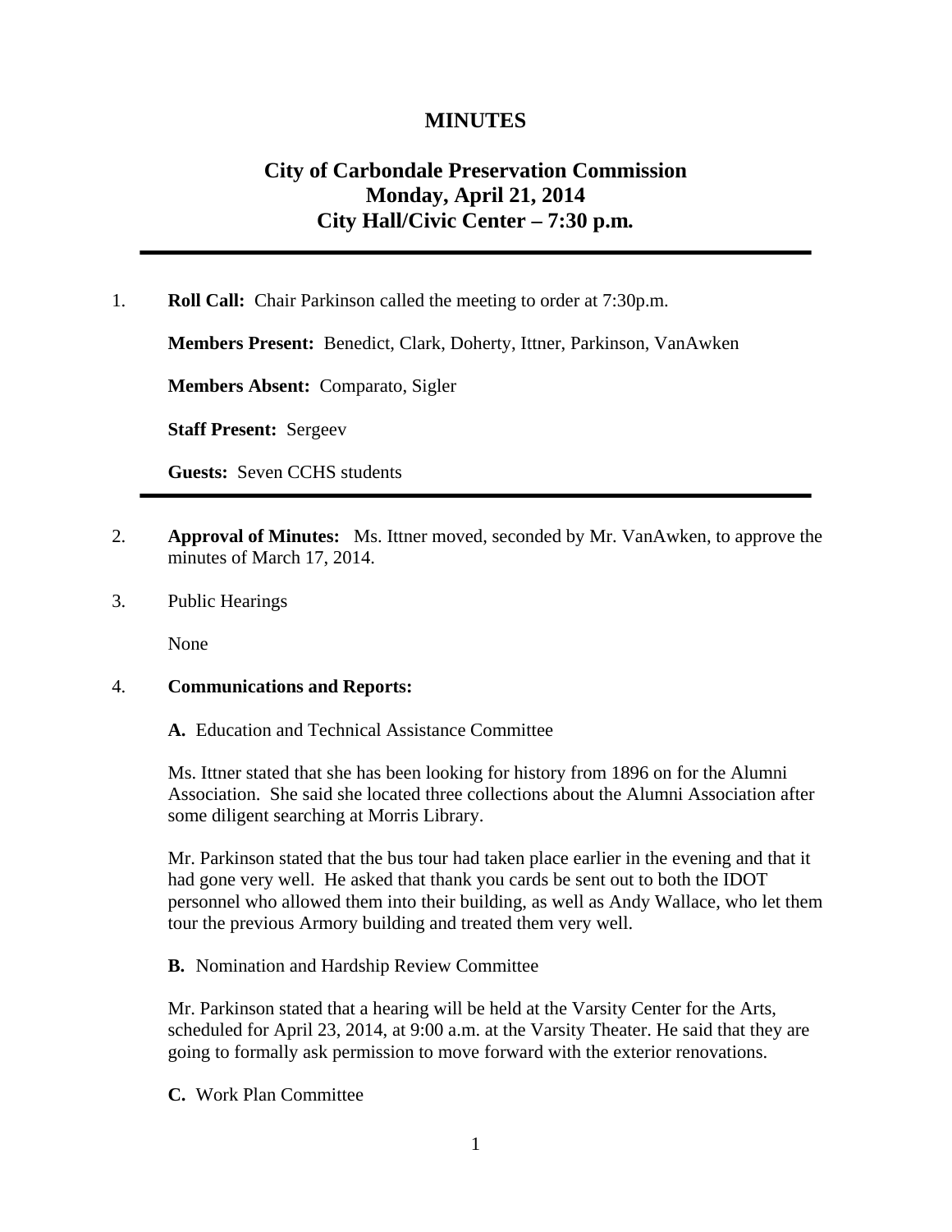# MINUTES

## City of Carbondale Preservation Commission
## Monday, April 21, 2014
## City Hall/Civic Center – 7:30 p.m.

---

1. **Roll Call:** Chair Parkinson called the meeting to order at 7:30p.m.

   **Members Present:** Benedict, Clark, Doherty, Ittner, Parkinson, VanAwken

   **Members Absent:** Comparato, Sigler

   **Staff Present:** Sergeev

   **Guests:** Seven CCHS students

---

2. **Approval of Minutes:** Ms. Ittner moved, seconded by Mr. VanAwken, to approve the minutes of March 17, 2014.

3. Public Hearings

   None

4. **Communications and Reports:**

   **A.** Education and Technical Assistance Committee

   Ms. Ittner stated that she has been looking for history from 1896 on for the Alumni Association. She said she located three collections about the Alumni Association after some diligent searching at Morris Library.

   Mr. Parkinson stated that the bus tour had taken place earlier in the evening and that it had gone very well. He asked that thank you cards be sent out to both the IDOT personnel who allowed them into their building, as well as Andy Wallace, who let them tour the previous Armory building and treated them very well.

   **B.** Nomination and Hardship Review Committee

   Mr. Parkinson stated that a hearing will be held at the Varsity Center for the Arts, scheduled for April 23, 2014, at 9:00 a.m. at the Varsity Theater. He said that they are going to formally ask permission to move forward with the exterior renovations.

   **C.** Work Plan Committee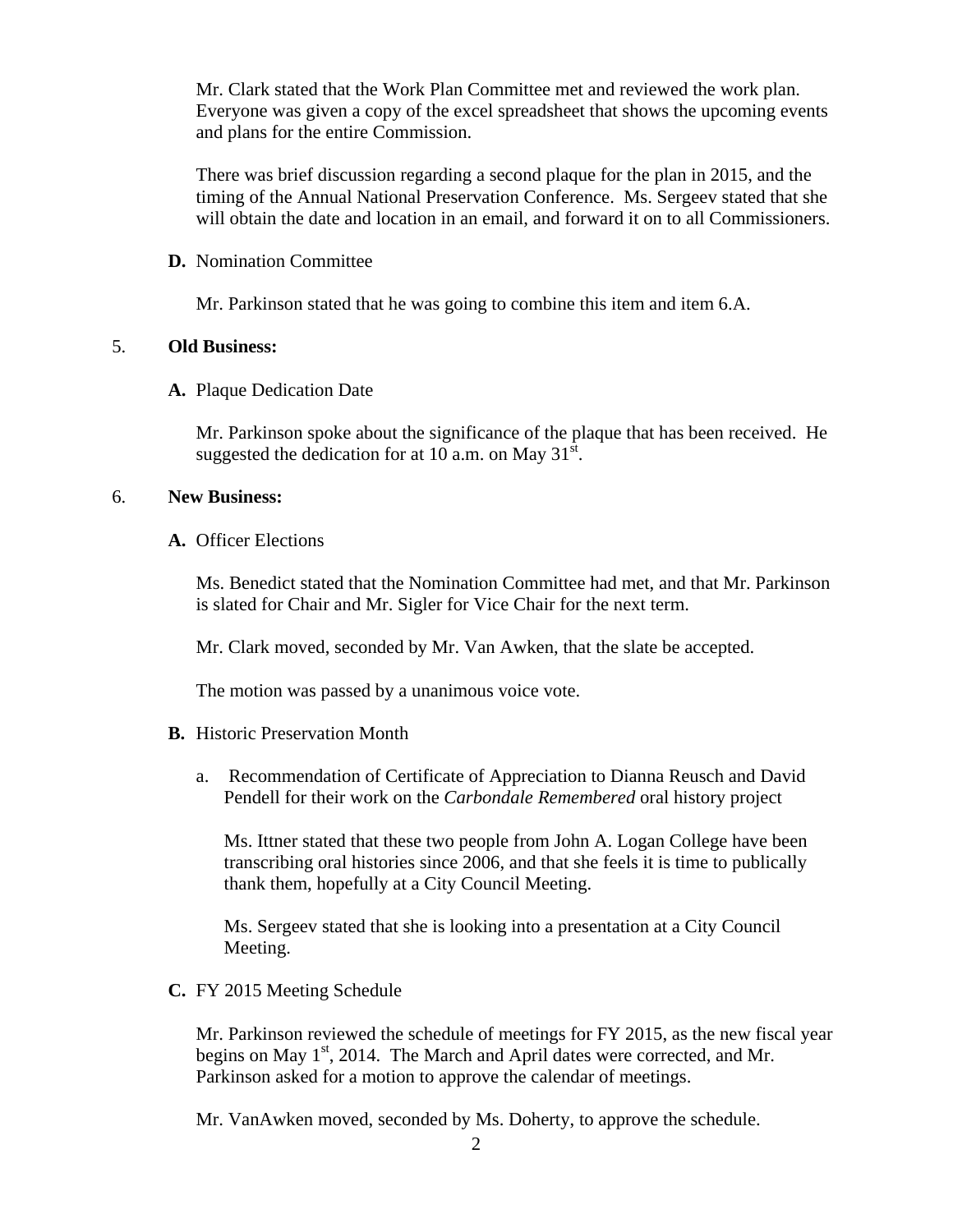Mr. Clark stated that the Work Plan Committee met and reviewed the work plan. Everyone was given a copy of the excel spreadsheet that shows the upcoming events and plans for the entire Commission.

There was brief discussion regarding a second plaque for the plan in 2015, and the timing of the Annual National Preservation Conference. Ms. Sergeev stated that she will obtain the date and location in an email, and forward it on to all Commissioners.

**D.** Nomination Committee

Mr. Parkinson stated that he was going to combine this item and item 6.A.

5. **Old Business:**

**A.** Plaque Dedication Date

Mr. Parkinson spoke about the significance of the plaque that has been received. He suggested the dedication for at 10 a.m. on May 31st.

6. **New Business:**

**A.** Officer Elections

Ms. Benedict stated that the Nomination Committee had met, and that Mr. Parkinson is slated for Chair and Mr. Sigler for Vice Chair for the next term.

Mr. Clark moved, seconded by Mr. Van Awken, that the slate be accepted.

The motion was passed by a unanimous voice vote.

**B.** Historic Preservation Month

a. Recommendation of Certificate of Appreciation to Dianna Reusch and David Pendell for their work on the *Carbondale Remembered* oral history project

Ms. Ittner stated that these two people from John A. Logan College have been transcribing oral histories since 2006, and that she feels it is time to publically thank them, hopefully at a City Council Meeting.

Ms. Sergeev stated that she is looking into a presentation at a City Council Meeting.

**C.** FY 2015 Meeting Schedule

Mr. Parkinson reviewed the schedule of meetings for FY 2015, as the new fiscal year begins on May 1st, 2014. The March and April dates were corrected, and Mr. Parkinson asked for a motion to approve the calendar of meetings.

Mr. VanAwken moved, seconded by Ms. Doherty, to approve the schedule.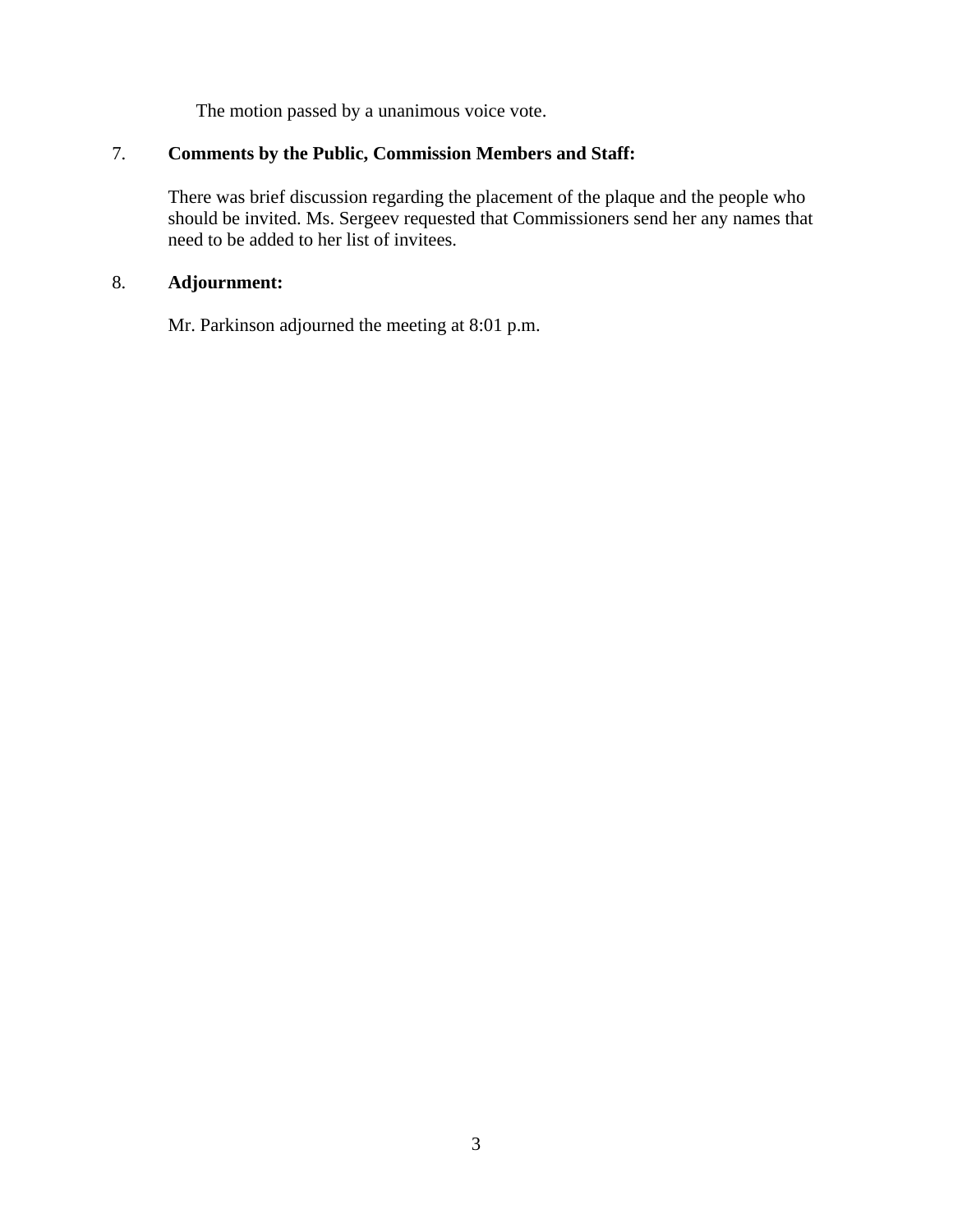The motion passed by a unanimous voice vote.

7. **Comments by the Public, Commission Members and Staff:**

   There was brief discussion regarding the placement of the plaque and the people who should be invited. Ms. Sergeev requested that Commissioners send her any names that need to be added to her list of invitees.

8. **Adjournment:**

   Mr. Parkinson adjourned the meeting at 8:01 p.m.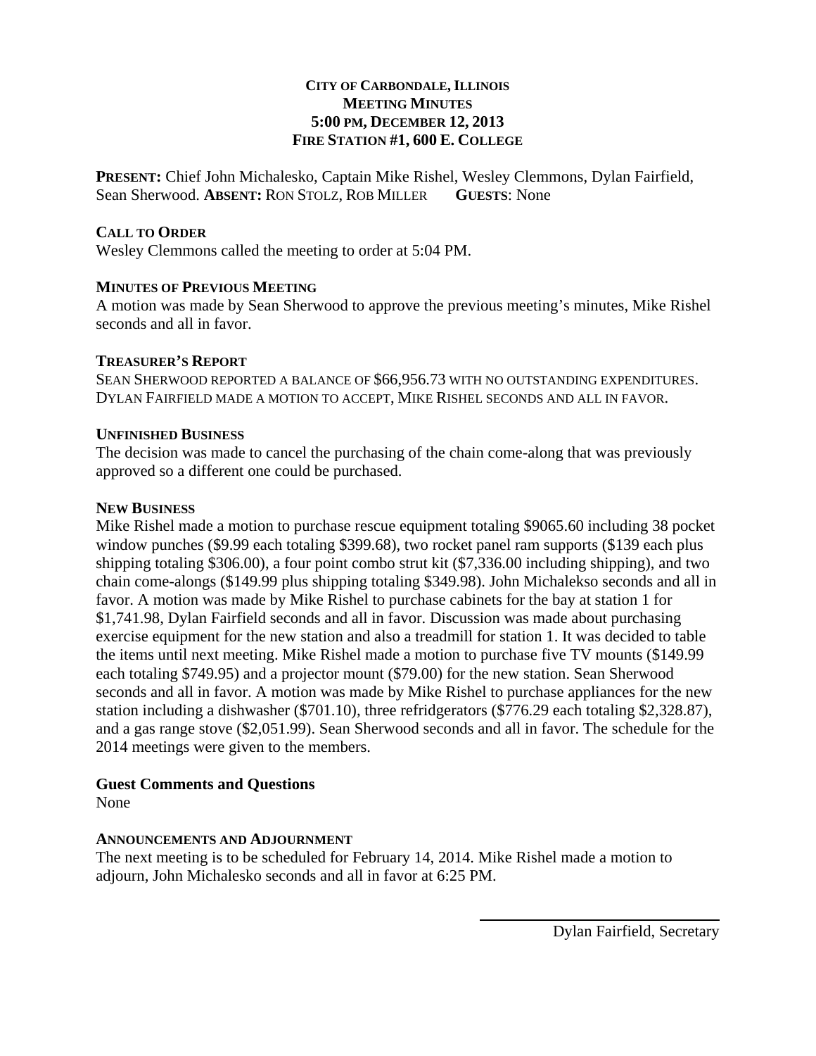**CITY OF CARBONDALE, ILLINOIS**
**MEETING MINUTES**
**5:00 PM, DECEMBER 12, 2013**
**FIRE STATION #1, 600 E. COLLEGE**

**PRESENT:** Chief John Michalesko, Captain Mike Rishel, Wesley Clemmons, Dylan Fairfield, Sean Sherwood. **ABSENT:** RON STOLZ, ROB MILLER **GUESTS**: None

**CALL TO ORDER**

Wesley Clemmons called the meeting to order at 5:04 PM.

**MINUTES OF PREVIOUS MEETING**

A motion was made by Sean Sherwood to approve the previous meeting's minutes, Mike Rishel seconds and all in favor.

**TREASURER'S REPORT**

SEAN SHERWOOD REPORTED A BALANCE OF $66,956.73 WITH NO OUTSTANDING EXPENDITURES. DYLAN FAIRFIELD MADE A MOTION TO ACCEPT, MIKE RISHEL SECONDS AND ALL IN FAVOR.

**UNFINISHED BUSINESS**

The decision was made to cancel the purchasing of the chain come-along that was previously approved so a different one could be purchased.

**NEW BUSINESS**

Mike Rishel made a motion to purchase rescue equipment totaling $9065.60 including 38 pocket window punches ($9.99 each totaling $399.68), two rocket panel ram supports ($139 each plus shipping totaling $306.00), a four point combo strut kit ($7,336.00 including shipping), and two chain come-alongs ($149.99 plus shipping totaling $349.98). John Michalekso seconds and all in favor. A motion was made by Mike Rishel to purchase cabinets for the bay at station 1 for $1,741.98, Dylan Fairfield seconds and all in favor. Discussion was made about purchasing exercise equipment for the new station and also a treadmill for station 1. It was decided to table the items until next meeting. Mike Rishel made a motion to purchase five TV mounts ($149.99 each totaling $749.95) and a projector mount ($79.00) for the new station. Sean Sherwood seconds and all in favor. A motion was made by Mike Rishel to purchase appliances for the new station including a dishwasher ($701.10), three refridgerators ($776.29 each totaling $2,328.87), and a gas range stove ($2,051.99). Sean Sherwood seconds and all in favor. The schedule for the 2014 meetings were given to the members.

**Guest Comments and Questions**

None

**ANNOUNCEMENTS AND ADJOURNMENT**

The next meeting is to be scheduled for February 14, 2014. Mike Rishel made a motion to adjourn, John Michalesko seconds and all in favor at 6:25 PM.

Dylan Fairfield, Secretary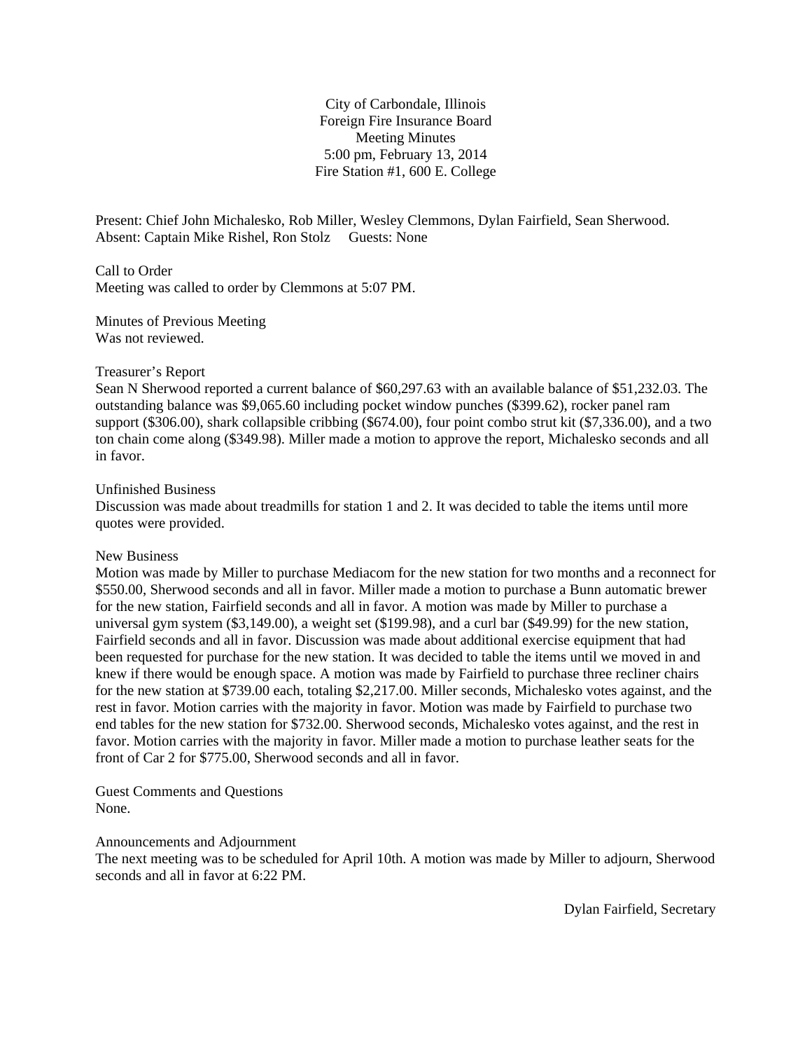City of Carbondale, Illinois
Foreign Fire Insurance Board
Meeting Minutes
5:00 pm, February 13, 2014
Fire Station #1, 600 E. College

Present: Chief John Michalesko, Rob Miller, Wesley Clemmons, Dylan Fairfield, Sean Sherwood.
Absent: Captain Mike Rishel, Ron Stolz Guests: None

Call to Order
Meeting was called to order by Clemmons at 5:07 PM.

Minutes of Previous Meeting
Was not reviewed.

Treasurer's Report
Sean N Sherwood reported a current balance of $60,297.63 with an available balance of $51,232.03. The outstanding balance was $9,065.60 including pocket window punches ($399.62), rocker panel ram support ($306.00), shark collapsible cribbing ($674.00), four point combo strut kit ($7,336.00), and a two ton chain come along ($349.98). Miller made a motion to approve the report, Michalesko seconds and all in favor.

Unfinished Business
Discussion was made about treadmills for station 1 and 2. It was decided to table the items until more quotes were provided.

New Business
Motion was made by Miller to purchase Mediacom for the new station for two months and a reconnect for $550.00, Sherwood seconds and all in favor. Miller made a motion to purchase a Bunn automatic brewer for the new station, Fairfield seconds and all in favor. A motion was made by Miller to purchase a universal gym system ($3,149.00), a weight set ($199.98), and a curl bar ($49.99) for the new station, Fairfield seconds and all in favor. Discussion was made about additional exercise equipment that had been requested for purchase for the new station. It was decided to table the items until we moved in and knew if there would be enough space. A motion was made by Fairfield to purchase three recliner chairs for the new station at $739.00 each, totaling $2,217.00. Miller seconds, Michalesko votes against, and the rest in favor. Motion carries with the majority in favor. Motion was made by Fairfield to purchase two end tables for the new station for $732.00. Sherwood seconds, Michalesko votes against, and the rest in favor. Motion carries with the majority in favor. Miller made a motion to purchase leather seats for the front of Car 2 for $775.00, Sherwood seconds and all in favor.

Guest Comments and Questions
None.

Announcements and Adjournment
The next meeting was to be scheduled for April 10th. A motion was made by Miller to adjourn, Sherwood seconds and all in favor at 6:22 PM.

Dylan Fairfield, Secretary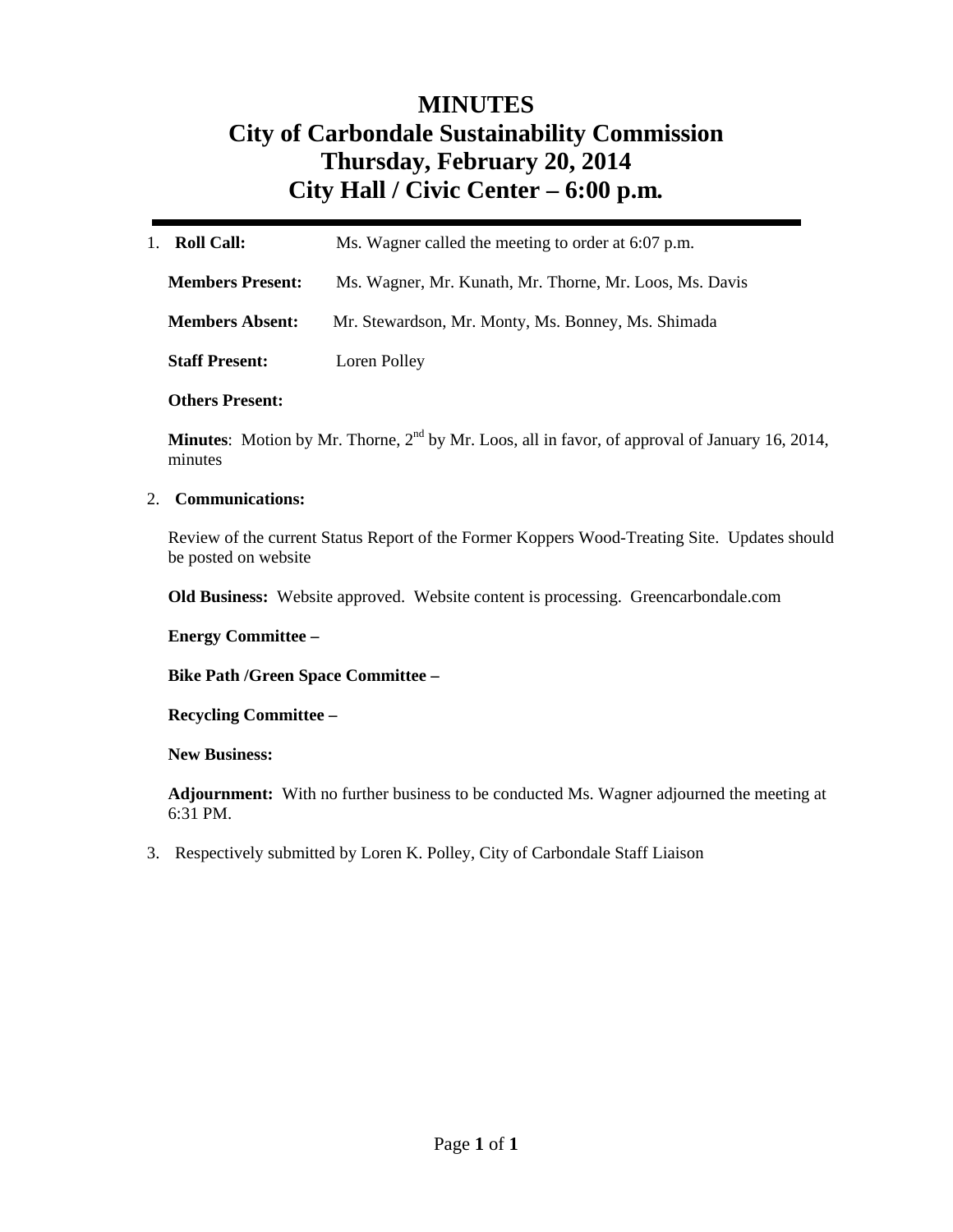# MINUTES
# City of Carbondale Sustainability Commission
# Thursday, February 20, 2014
# City Hall / Civic Center – 6:00 p.m.

---

1. **Roll Call:** Ms. Wagner called the meeting to order at 6:07 p.m.

   **Members Present:** Ms. Wagner, Mr. Kunath, Mr. Thorne, Mr. Loos, Ms. Davis

   **Members Absent:** Mr. Stewardson, Mr. Monty, Ms. Bonney, Ms. Shimada

   **Staff Present:** Loren Polley

   **Others Present:**

   **Minutes**: Motion by Mr. Thorne, 2nd by Mr. Loos, all in favor, of approval of January 16, 2014, minutes

2. **Communications:**

   Review of the current Status Report of the Former Koppers Wood-Treating Site. Updates should be posted on website

   **Old Business:** Website approved. Website content is processing. Greencarbondale.com

   **Energy Committee –**

   **Bike Path /Green Space Committee –**

   **Recycling Committee –**

   **New Business:**

   **Adjournment:** With no further business to be conducted Ms. Wagner adjourned the meeting at 6:31 PM.

3. Respectively submitted by Loren K. Polley, City of Carbondale Staff Liaison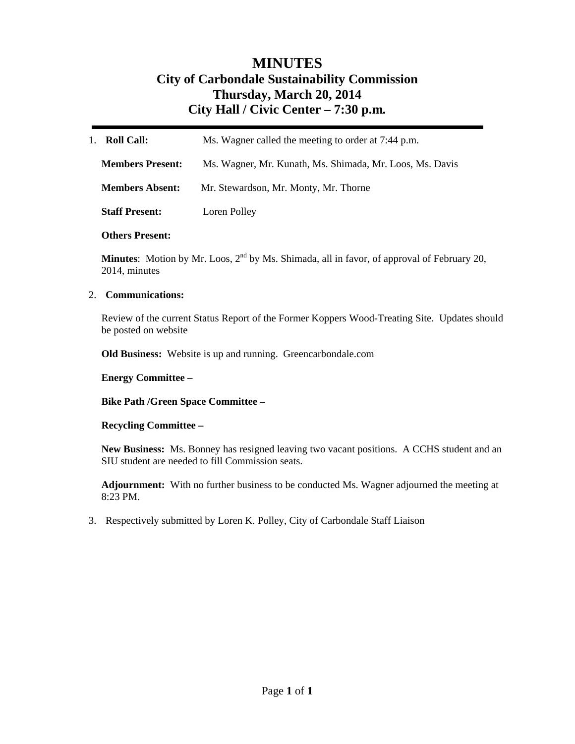# MINUTES

## City of Carbondale Sustainability Commission
## Thursday, March 20, 2014
## City Hall / Civic Center – 7:30 p.m.

1. **Roll Call:** Ms. Wagner called the meeting to order at 7:44 p.m.

   **Members Present:** Ms. Wagner, Mr. Kunath, Ms. Shimada, Mr. Loos, Ms. Davis

   **Members Absent:** Mr. Stewardson, Mr. Monty, Mr. Thorne

   **Staff Present:** Loren Polley

   **Others Present:**

   **Minutes**: Motion by Mr. Loos, 2nd by Ms. Shimada, all in favor, of approval of February 20, 2014, minutes

2. **Communications:**

   Review of the current Status Report of the Former Koppers Wood-Treating Site. Updates should be posted on website

   **Old Business:** Website is up and running. Greencarbondale.com

   **Energy Committee –**

   **Bike Path /Green Space Committee –**

   **Recycling Committee –**

   **New Business:** Ms. Bonney has resigned leaving two vacant positions. A CCHS student and an SIU student are needed to fill Commission seats.

   **Adjournment:** With no further business to be conducted Ms. Wagner adjourned the meeting at 8:23 PM.

3. Respectively submitted by Loren K. Polley, City of Carbondale Staff Liaison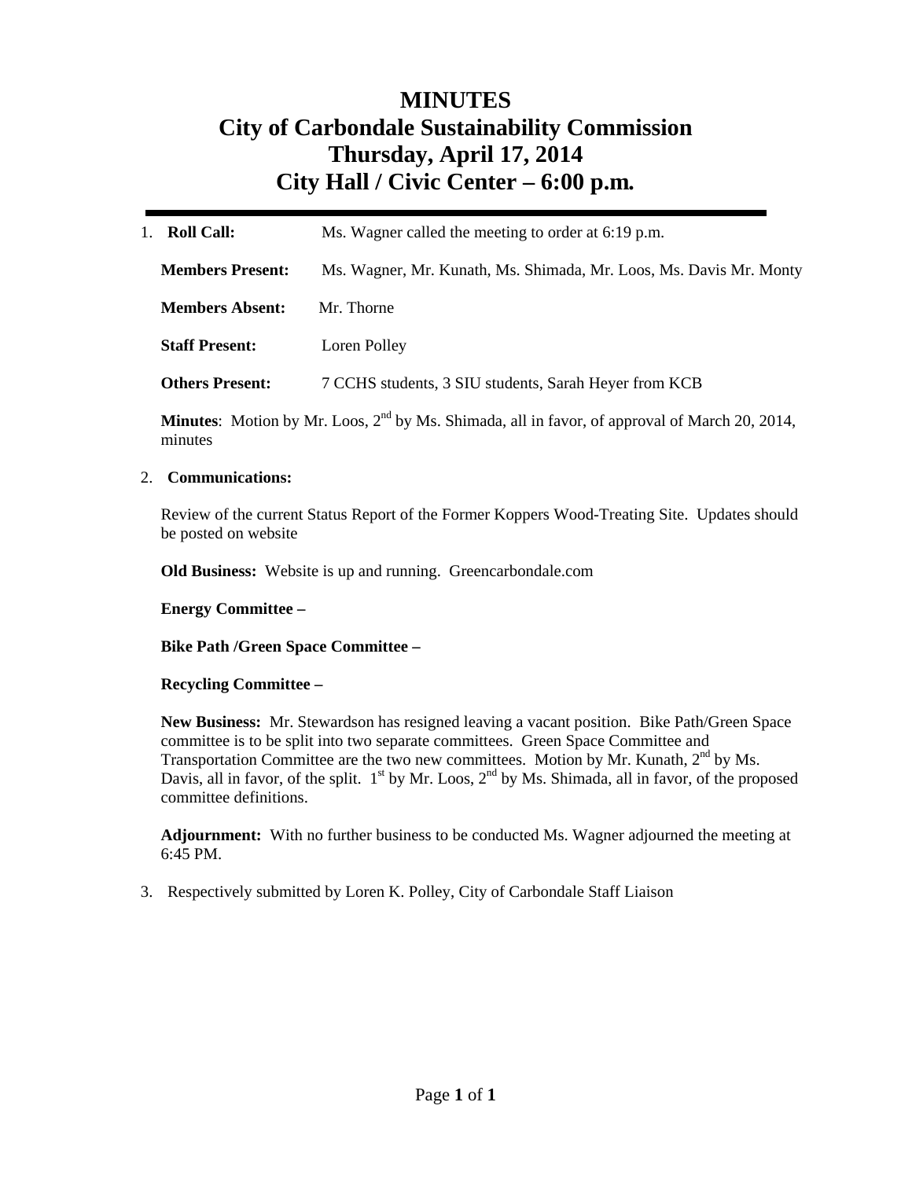# MINUTES
# City of Carbondale Sustainability Commission
# Thursday, April 17, 2014
# City Hall / Civic Center – 6:00 p.m.

---

1. **Roll Call:** Ms. Wagner called the meeting to order at 6:19 p.m.

   **Members Present:** Ms. Wagner, Mr. Kunath, Ms. Shimada, Mr. Loos, Ms. Davis Mr. Monty

   **Members Absent:** Mr. Thorne

   **Staff Present:** Loren Polley

   **Others Present:** 7 CCHS students, 3 SIU students, Sarah Heyer from KCB

   **Minutes**: Motion by Mr. Loos, 2nd by Ms. Shimada, all in favor, of approval of March 20, 2014, minutes

2. **Communications:**

   Review of the current Status Report of the Former Koppers Wood-Treating Site. Updates should be posted on website

   **Old Business:** Website is up and running. Greencarbondale.com

   **Energy Committee –**

   **Bike Path /Green Space Committee –**

   **Recycling Committee –**

   **New Business:** Mr. Stewardson has resigned leaving a vacant position. Bike Path/Green Space committee is to be split into two separate committees. Green Space Committee and Transportation Committee are the two new committees. Motion by Mr. Kunath, 2nd by Ms. Davis, all in favor, of the split. 1st by Mr. Loos, 2nd by Ms. Shimada, all in favor, of the proposed committee definitions.

   **Adjournment:** With no further business to be conducted Ms. Wagner adjourned the meeting at 6:45 PM.

3. Respectively submitted by Loren K. Polley, City of Carbondale Staff Liaison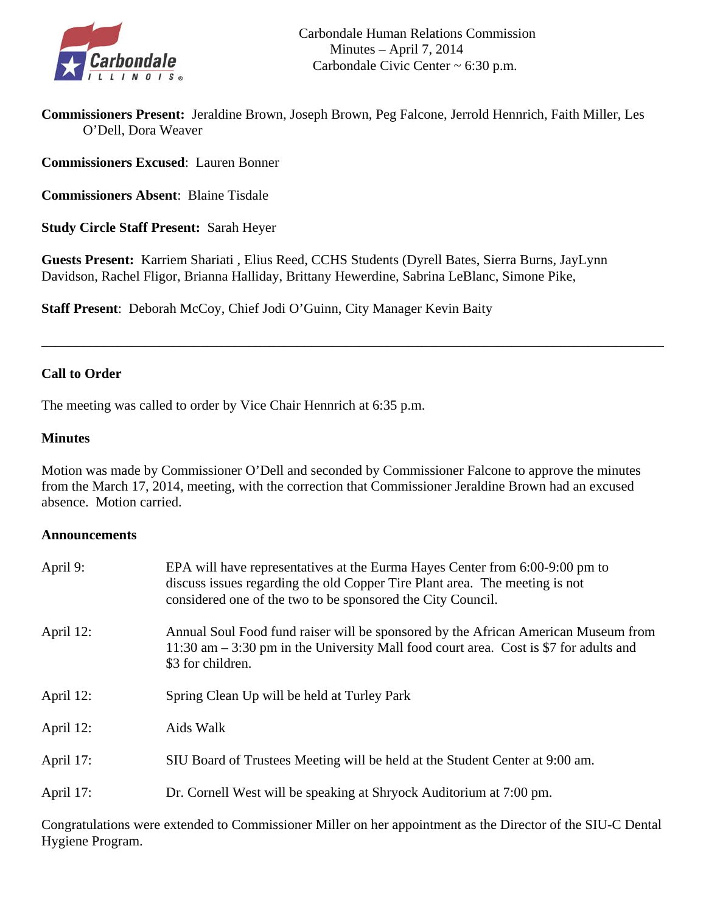Carbondale Human Relations Commission
Minutes – April 7, 2014
Carbondale Civic Center ~ 6:30 p.m.

**Commissioners Present:** Jeraldine Brown, Joseph Brown, Peg Falcone, Jerrold Hennrich, Faith Miller, Les O'Dell, Dora Weaver

**Commissioners Excused**: Lauren Bonner

**Commissioners Absent**: Blaine Tisdale

**Study Circle Staff Present:** Sarah Heyer

**Guests Present:** Karriem Shariati , Elius Reed, CCHS Students (Dyrell Bates, Sierra Burns, JayLynn Davidson, Rachel Fligor, Brianna Halliday, Brittany Hewerdine, Sabrina LeBlanc, Simone Pike,

**Staff Present**: Deborah McCoy, Chief Jodi O'Guinn, City Manager Kevin Baity

---

### Call to Order

The meeting was called to order by Vice Chair Hennrich at 6:35 p.m.

### Minutes

Motion was made by Commissioner O'Dell and seconded by Commissioner Falcone to approve the minutes from the March 17, 2014, meeting, with the correction that Commissioner Jeraldine Brown had an excused absence. Motion carried.

### Announcements

April 9: EPA will have representatives at the Eurma Hayes Center from 6:00-9:00 pm to discuss issues regarding the old Copper Tire Plant area. The meeting is not considered one of the two to be sponsored the City Council.

April 12: Annual Soul Food fund raiser will be sponsored by the African American Museum from 11:30 am – 3:30 pm in the University Mall food court area. Cost is $7 for adults and $3 for children.

April 12: Spring Clean Up will be held at Turley Park

April 12: Aids Walk

April 17: SIU Board of Trustees Meeting will be held at the Student Center at 9:00 am.

April 17: Dr. Cornell West will be speaking at Shryock Auditorium at 7:00 pm.

Congratulations were extended to Commissioner Miller on her appointment as the Director of the SIU-C Dental Hygiene Program.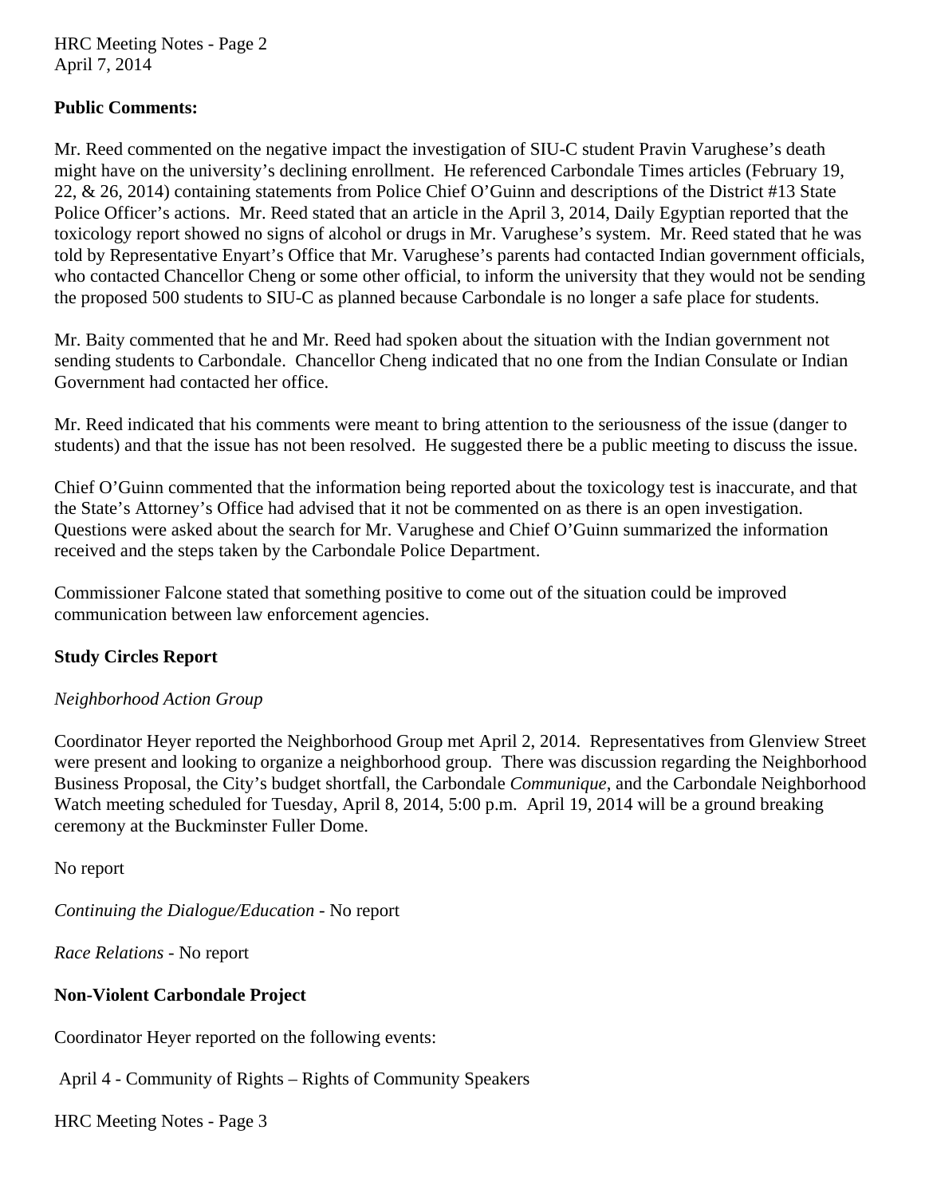**Public Comments:**

Mr. Reed commented on the negative impact the investigation of SIU-C student Pravin Varughese's death might have on the university's declining enrollment. He referenced Carbondale Times articles (February 19, 22, & 26, 2014) containing statements from Police Chief O'Guinn and descriptions of the District #13 State Police Officer's actions. Mr. Reed stated that an article in the April 3, 2014, Daily Egyptian reported that the toxicology report showed no signs of alcohol or drugs in Mr. Varughese's system. Mr. Reed stated that he was told by Representative Enyart's Office that Mr. Varughese's parents had contacted Indian government officials, who contacted Chancellor Cheng or some other official, to inform the university that they would not be sending the proposed 500 students to SIU-C as planned because Carbondale is no longer a safe place for students.

Mr. Baity commented that he and Mr. Reed had spoken about the situation with the Indian government not sending students to Carbondale. Chancellor Cheng indicated that no one from the Indian Consulate or Indian Government had contacted her office.

Mr. Reed indicated that his comments were meant to bring attention to the seriousness of the issue (danger to students) and that the issue has not been resolved. He suggested there be a public meeting to discuss the issue.

Chief O'Guinn commented that the information being reported about the toxicology test is inaccurate, and that the State's Attorney's Office had advised that it not be commented on as there is an open investigation. Questions were asked about the search for Mr. Varughese and Chief O'Guinn summarized the information received and the steps taken by the Carbondale Police Department.

Commissioner Falcone stated that something positive to come out of the situation could be improved communication between law enforcement agencies.

**Study Circles Report**

*Neighborhood Action Group*

Coordinator Heyer reported the Neighborhood Group met April 2, 2014. Representatives from Glenview Street were present and looking to organize a neighborhood group. There was discussion regarding the Neighborhood Business Proposal, the City's budget shortfall, the Carbondale *Communique*, and the Carbondale Neighborhood Watch meeting scheduled for Tuesday, April 8, 2014, 5:00 p.m. April 19, 2014 will be a ground breaking ceremony at the Buckminster Fuller Dome.

No report

*Continuing the Dialogue/Education* - No report

*Race Relations* - No report

**Non-Violent Carbondale Project**

Coordinator Heyer reported on the following events:

April 4 - Community of Rights – Rights of Community Speakers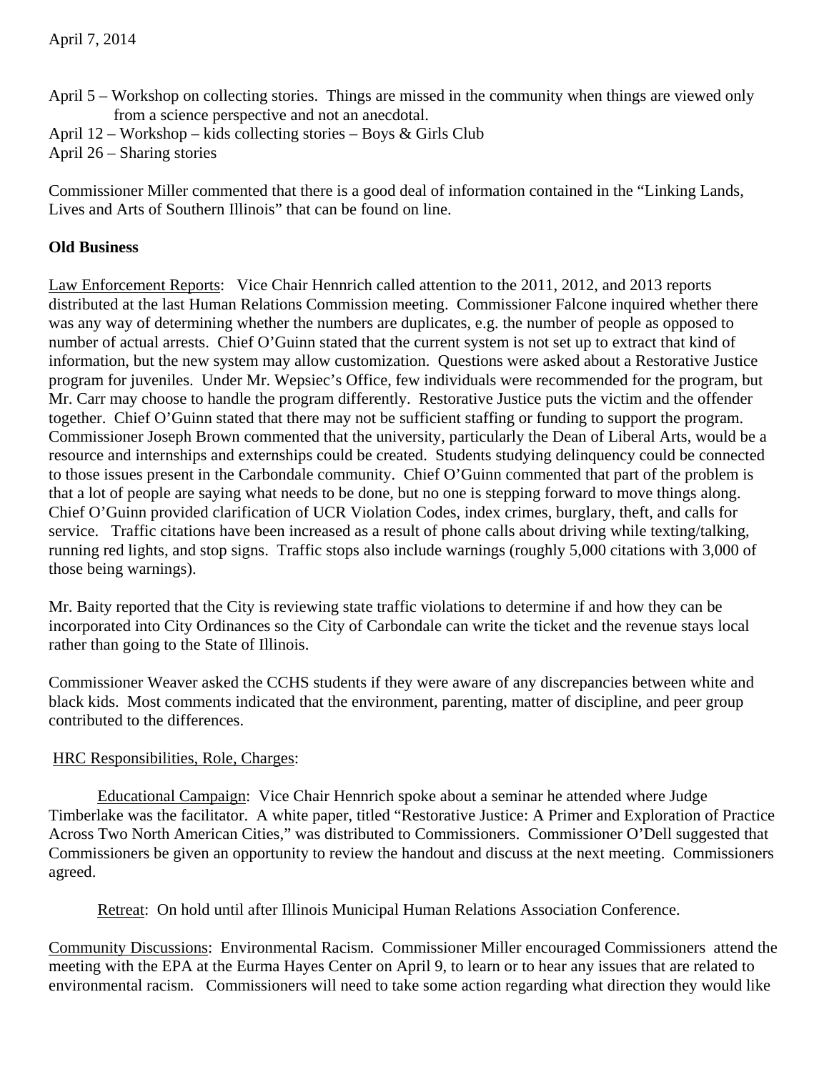April 7, 2014

April 5 – Workshop on collecting stories. Things are missed in the community when things are viewed only from a science perspective and not an anecdotal.
April 12 – Workshop – kids collecting stories – Boys & Girls Club
April 26 – Sharing stories

Commissioner Miller commented that there is a good deal of information contained in the "Linking Lands, Lives and Arts of Southern Illinois" that can be found on line.

**Old Business**

Law Enforcement Reports: Vice Chair Hennrich called attention to the 2011, 2012, and 2013 reports distributed at the last Human Relations Commission meeting. Commissioner Falcone inquired whether there was any way of determining whether the numbers are duplicates, e.g. the number of people as opposed to number of actual arrests. Chief O'Guinn stated that the current system is not set up to extract that kind of information, but the new system may allow customization. Questions were asked about a Restorative Justice program for juveniles. Under Mr. Wepsiec's Office, few individuals were recommended for the program, but Mr. Carr may choose to handle the program differently. Restorative Justice puts the victim and the offender together. Chief O'Guinn stated that there may not be sufficient staffing or funding to support the program. Commissioner Joseph Brown commented that the university, particularly the Dean of Liberal Arts, would be a resource and internships and externships could be created. Students studying delinquency could be connected to those issues present in the Carbondale community. Chief O'Guinn commented that part of the problem is that a lot of people are saying what needs to be done, but no one is stepping forward to move things along. Chief O'Guinn provided clarification of UCR Violation Codes, index crimes, burglary, theft, and calls for service. Traffic citations have been increased as a result of phone calls about driving while texting/talking, running red lights, and stop signs. Traffic stops also include warnings (roughly 5,000 citations with 3,000 of those being warnings).

Mr. Baity reported that the City is reviewing state traffic violations to determine if and how they can be incorporated into City Ordinances so the City of Carbondale can write the ticket and the revenue stays local rather than going to the State of Illinois.

Commissioner Weaver asked the CCHS students if they were aware of any discrepancies between white and black kids. Most comments indicated that the environment, parenting, matter of discipline, and peer group contributed to the differences.

HRC Responsibilities, Role, Charges:

Educational Campaign: Vice Chair Hennrich spoke about a seminar he attended where Judge Timberlake was the facilitator. A white paper, titled "Restorative Justice: A Primer and Exploration of Practice Across Two North American Cities," was distributed to Commissioners. Commissioner O'Dell suggested that Commissioners be given an opportunity to review the handout and discuss at the next meeting. Commissioners agreed.

Retreat: On hold until after Illinois Municipal Human Relations Association Conference.

Community Discussions: Environmental Racism. Commissioner Miller encouraged Commissioners attend the meeting with the EPA at the Eurma Hayes Center on April 9, to learn or to hear any issues that are related to environmental racism. Commissioners will need to take some action regarding what direction they would like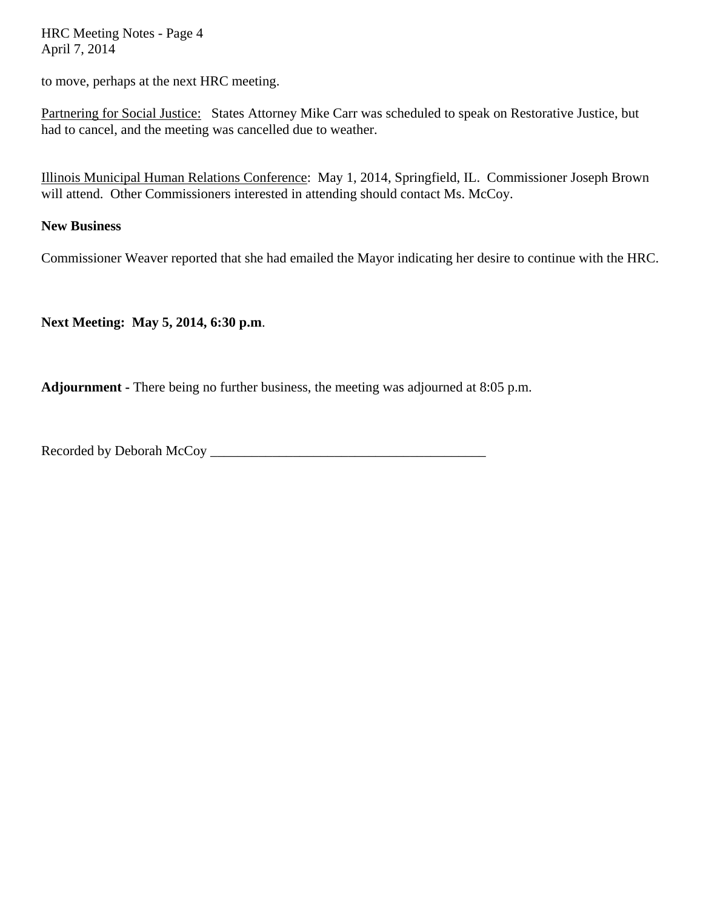to move, perhaps at the next HRC meeting.

<u>Partnering for Social Justice:</u> States Attorney Mike Carr was scheduled to speak on Restorative Justice, but had to cancel, and the meeting was cancelled due to weather.

<u>Illinois Municipal Human Relations Conference</u>: May 1, 2014, Springfield, IL. Commissioner Joseph Brown will attend. Other Commissioners interested in attending should contact Ms. McCoy.

**New Business**

Commissioner Weaver reported that she had emailed the Mayor indicating her desire to continue with the HRC.

**Next Meeting: May 5, 2014, 6:30 p.m**.

**Adjournment -** There being no further business, the meeting was adjourned at 8:05 p.m.

Recorded by Deborah McCoy ________________________________________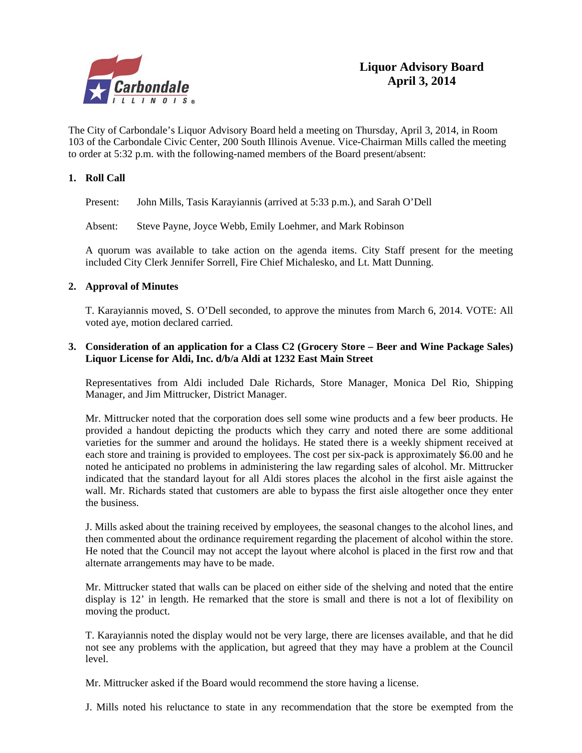# Liquor Advisory Board
# April 3, 2014

The City of Carbondale's Liquor Advisory Board held a meeting on Thursday, April 3, 2014, in Room 103 of the Carbondale Civic Center, 200 South Illinois Avenue. Vice-Chairman Mills called the meeting to order at 5:32 p.m. with the following-named members of the Board present/absent:

**1. Roll Call**

Present: John Mills, Tasis Karayiannis (arrived at 5:33 p.m.), and Sarah O'Dell

Absent: Steve Payne, Joyce Webb, Emily Loehmer, and Mark Robinson

A quorum was available to take action on the agenda items. City Staff present for the meeting included City Clerk Jennifer Sorrell, Fire Chief Michalesko, and Lt. Matt Dunning.

**2. Approval of Minutes**

T. Karayiannis moved, S. O'Dell seconded, to approve the minutes from March 6, 2014. VOTE: All voted aye, motion declared carried.

**3. Consideration of an application for a Class C2 (Grocery Store – Beer and Wine Package Sales) Liquor License for Aldi, Inc. d/b/a Aldi at 1232 East Main Street**

Representatives from Aldi included Dale Richards, Store Manager, Monica Del Rio, Shipping Manager, and Jim Mittrucker, District Manager.

Mr. Mittrucker noted that the corporation does sell some wine products and a few beer products. He provided a handout depicting the products which they carry and noted there are some additional varieties for the summer and around the holidays. He stated there is a weekly shipment received at each store and training is provided to employees. The cost per six-pack is approximately $6.00 and he noted he anticipated no problems in administering the law regarding sales of alcohol. Mr. Mittrucker indicated that the standard layout for all Aldi stores places the alcohol in the first aisle against the wall. Mr. Richards stated that customers are able to bypass the first aisle altogether once they enter the business.

J. Mills asked about the training received by employees, the seasonal changes to the alcohol lines, and then commented about the ordinance requirement regarding the placement of alcohol within the store. He noted that the Council may not accept the layout where alcohol is placed in the first row and that alternate arrangements may have to be made.

Mr. Mittrucker stated that walls can be placed on either side of the shelving and noted that the entire display is 12' in length. He remarked that the store is small and there is not a lot of flexibility on moving the product.

T. Karayiannis noted the display would not be very large, there are licenses available, and that he did not see any problems with the application, but agreed that they may have a problem at the Council level.

Mr. Mittrucker asked if the Board would recommend the store having a license.

J. Mills noted his reluctance to state in any recommendation that the store be exempted from the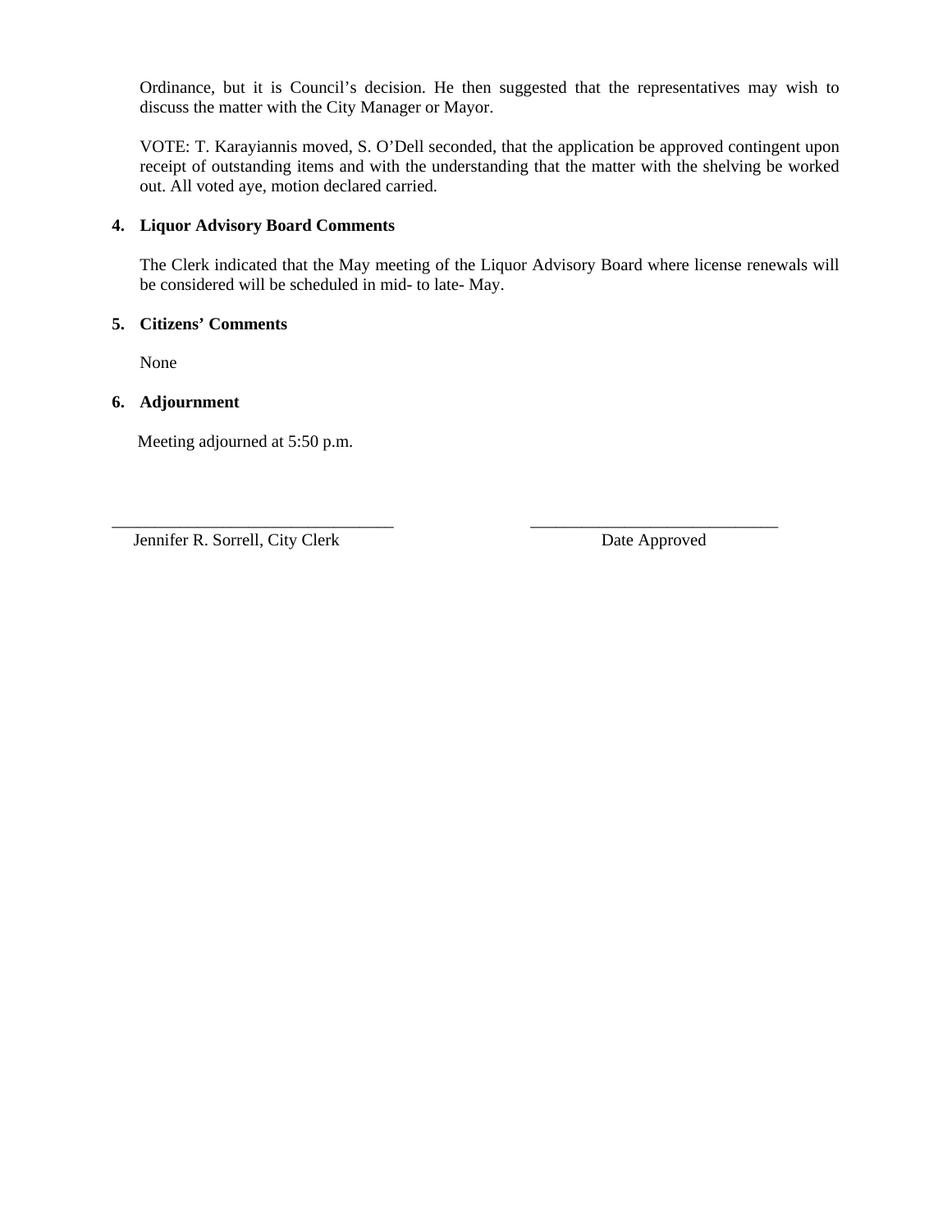Ordinance, but it is Council's decision. He then suggested that the representatives may wish to discuss the matter with the City Manager or Mayor.

VOTE: T. Karayiannis moved, S. O'Dell seconded, that the application be approved contingent upon receipt of outstanding items and with the understanding that the matter with the shelving be worked out. All voted aye, motion declared carried.

**4. Liquor Advisory Board Comments**

The Clerk indicated that the May meeting of the Liquor Advisory Board where license renewals will be considered will be scheduled in mid- to late- May.

**5. Citizens' Comments**

None

**6. Adjournment**

Meeting adjourned at 5:50 p.m.

\_\_\_\_\_\_\_\_\_\_\_\_\_\_\_\_\_\_\_\_\_\_\_\_\_\_\_\_\_\_\_\_
Jennifer R. Sorrell, City Clerk

\_\_\_\_\_\_\_\_\_\_\_\_\_\_\_\_\_\_\_\_\_\_\_\_\_\_\_\_\_\_
Date Approved